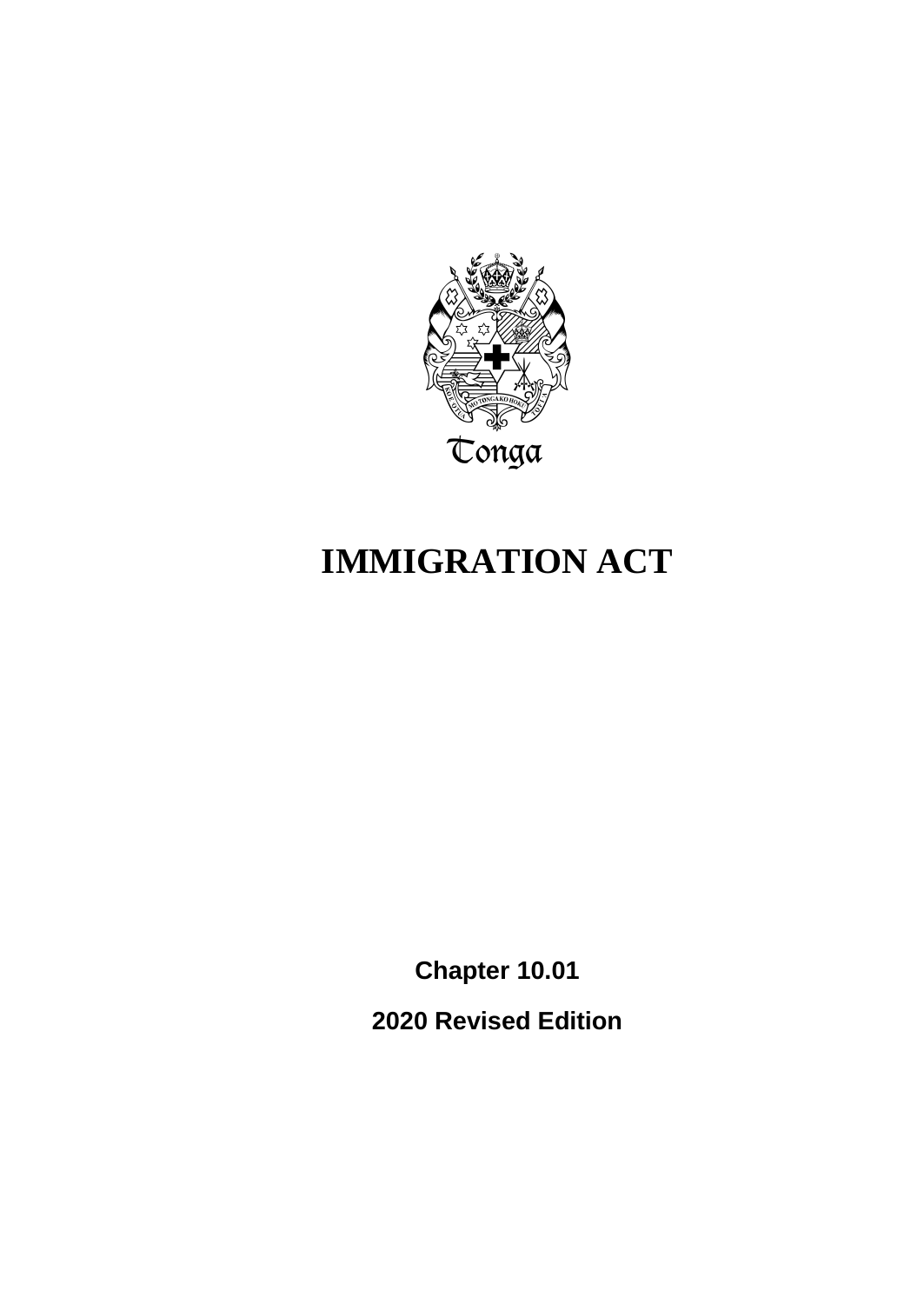Tonga

# IMMIGRATION ACT

**Chapter 10.01**

**2020 Revised Edition**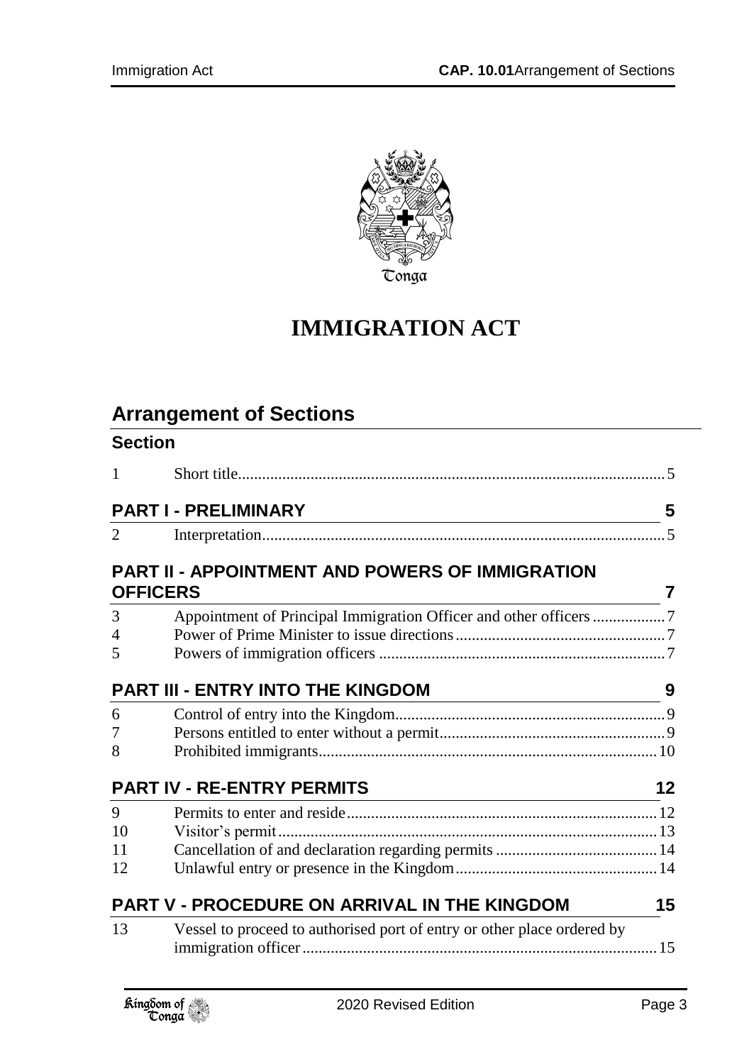Tonga

# IMMIGRATION ACT

## Arrangement of Sections

### Section

| | | |
|---|---|---|
| 1 | Short title | 5 |

**PART I - PRELIMINARY** 5

| | | |
|---|---|---|
| 2 | Interpretation | 5 |

**PART II - APPOINTMENT AND POWERS OF IMMIGRATION OFFICERS** 7

| | | |
|---|---|---|
| 3 | Appointment of Principal Immigration Officer and other officers | 7 |
| 4 | Power of Prime Minister to issue directions | 7 |
| 5 | Powers of immigration officers | 7 |

**PART III - ENTRY INTO THE KINGDOM** 9

| | | |
|---|---|---|
| 6 | Control of entry into the Kingdom | 9 |
| 7 | Persons entitled to enter without a permit | 9 |
| 8 | Prohibited immigrants | 10 |

**PART IV - RE-ENTRY PERMITS** 12

| | | |
|---|---|---|
| 9 | Permits to enter and reside | 12 |
| 10 | Visitor's permit | 13 |
| 11 | Cancellation of and declaration regarding permits | 14 |
| 12 | Unlawful entry or presence in the Kingdom | 14 |

**PART V - PROCEDURE ON ARRIVAL IN THE KINGDOM** 15

| | | |
|---|---|---|
| 13 | Vessel to proceed to authorised port of entry or other place ordered by immigration officer | 15 |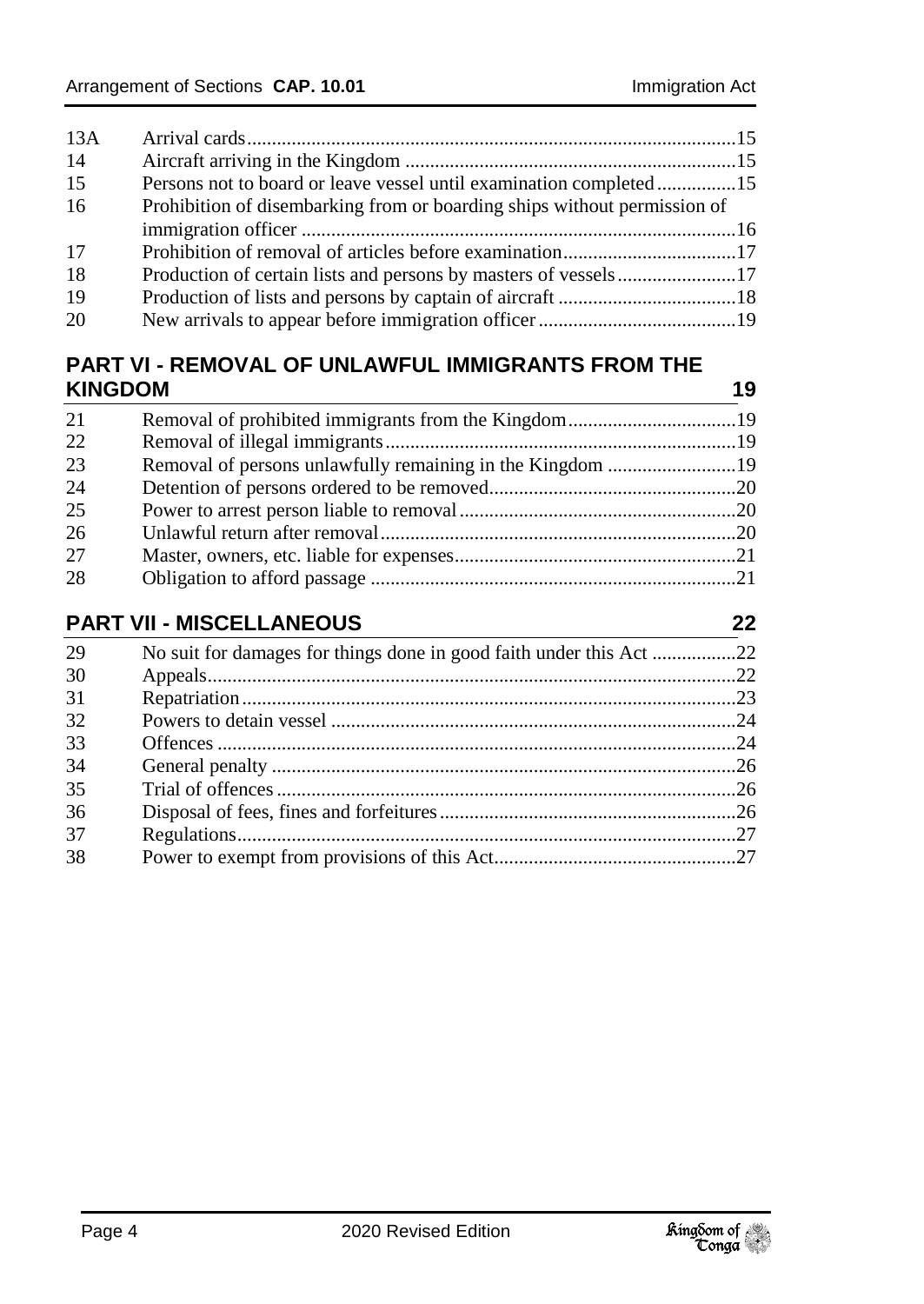| | | |
|---|---|---|
| 13A | Arrival cards | 15 |
| 14 | Aircraft arriving in the Kingdom | 15 |
| 15 | Persons not to board or leave vessel until examination completed | 15 |
| 16 | Prohibition of disembarking from or boarding ships without permission of immigration officer | 16 |
| 17 | Prohibition of removal of articles before examination | 17 |
| 18 | Production of certain lists and persons by masters of vessels | 17 |
| 19 | Production of lists and persons by captain of aircraft | 18 |
| 20 | New arrivals to appear before immigration officer | 19 |

## PART VI - REMOVAL OF UNLAWFUL IMMIGRANTS FROM THE KINGDOM 19

| | | |
|---|---|---|
| 21 | Removal of prohibited immigrants from the Kingdom | 19 |
| 22 | Removal of illegal immigrants | 19 |
| 23 | Removal of persons unlawfully remaining in the Kingdom | 19 |
| 24 | Detention of persons ordered to be removed | 20 |
| 25 | Power to arrest person liable to removal | 20 |
| 26 | Unlawful return after removal | 20 |
| 27 | Master, owners, etc. liable for expenses | 21 |
| 28 | Obligation to afford passage | 21 |

## PART VII - MISCELLANEOUS 22

| | | |
|---|---|---|
| 29 | No suit for damages for things done in good faith under this Act | 22 |
| 30 | Appeals | 22 |
| 31 | Repatriation | 23 |
| 32 | Powers to detain vessel | 24 |
| 33 | Offences | 24 |
| 34 | General penalty | 26 |
| 35 | Trial of offences | 26 |
| 36 | Disposal of fees, fines and forfeitures | 26 |
| 37 | Regulations | 27 |
| 38 | Power to exempt from provisions of this Act | 27 |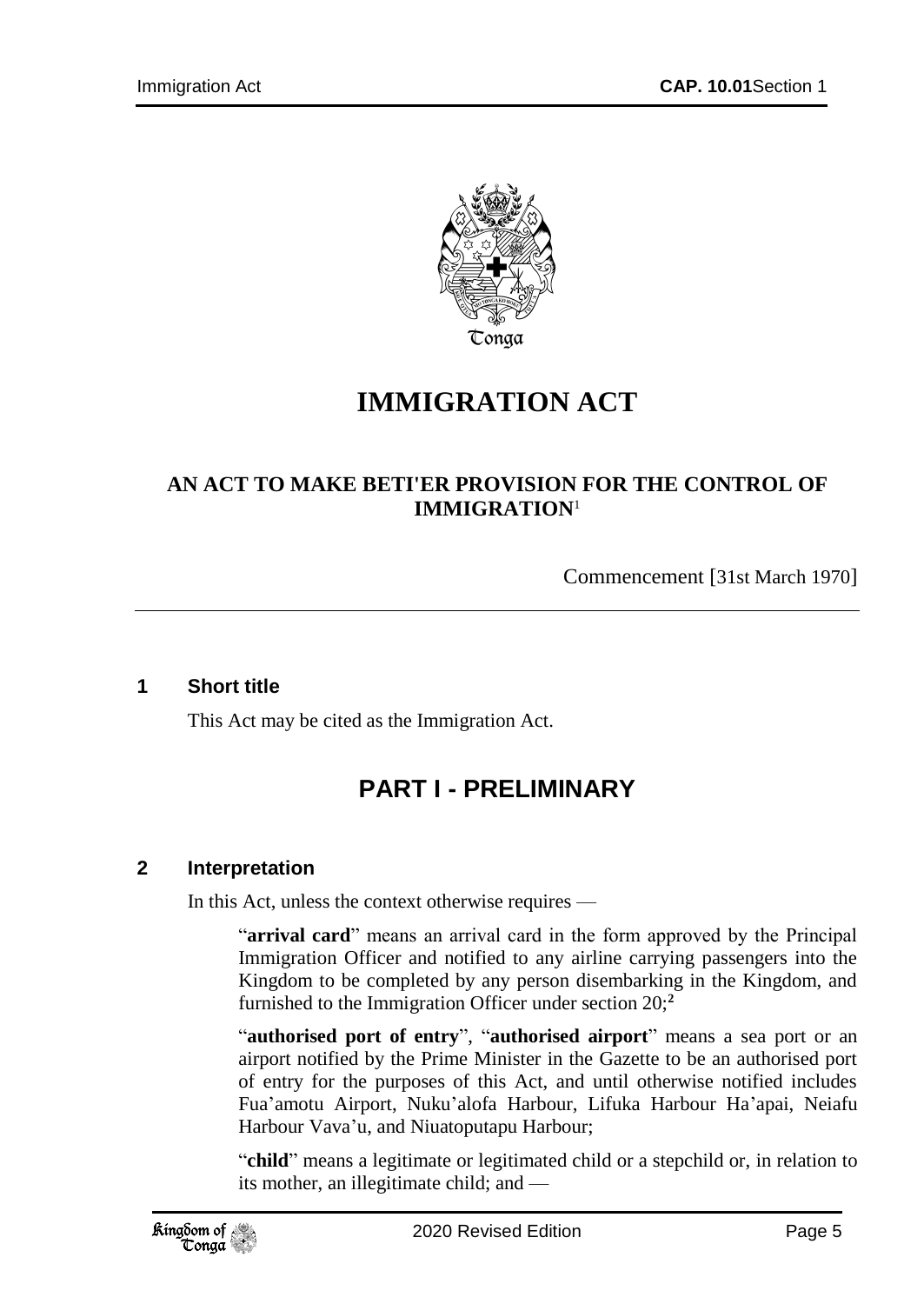# IMMIGRATION ACT

**AN ACT TO MAKE BETI'ER PROVISION FOR THE CONTROL OF IMMIGRATION**[1]

Commencement [31st March 1970]

---

### 1 Short title

This Act may be cited as the Immigration Act.

## PART I - PRELIMINARY

### 2 Interpretation

In this Act, unless the context otherwise requires —

"**arrival card**" means an arrival card in the form approved by the Principal Immigration Officer and notified to any airline carrying passengers into the Kingdom to be completed by any person disembarking in the Kingdom, and furnished to the Immigration Officer under section 20;[2]

"**authorised port of entry**", "**authorised airport**" means a sea port or an airport notified by the Prime Minister in the Gazette to be an authorised port of entry for the purposes of this Act, and until otherwise notified includes Fua'amotu Airport, Nuku'alofa Harbour, Lifuka Harbour Ha'apai, Neiafu Harbour Vava'u, and Niuatoputapu Harbour;

"**child**" means a legitimate or legitimated child or a stepchild or, in relation to its mother, an illegitimate child; and —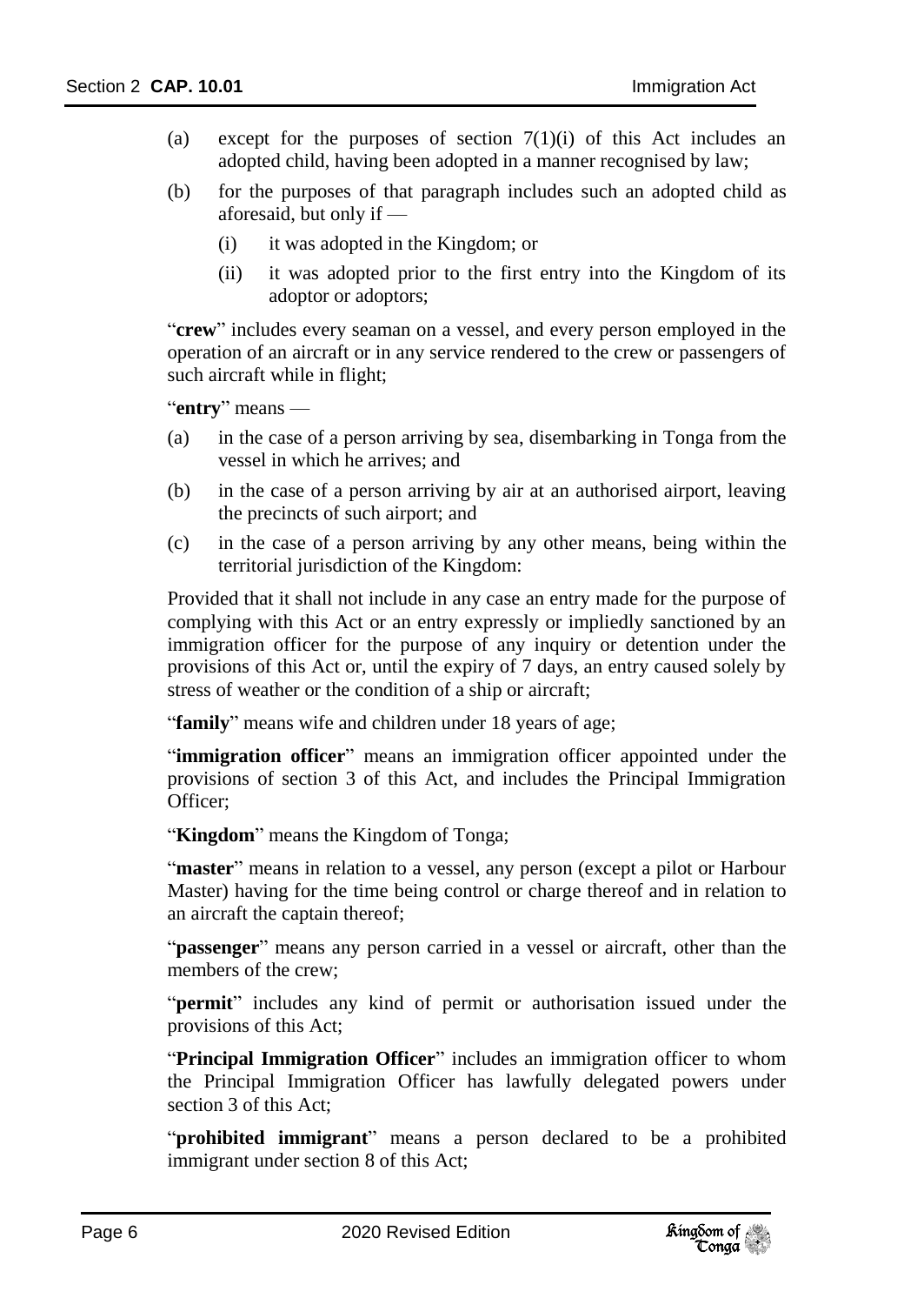(a) except for the purposes of section 7(1)(i) of this Act includes an adopted child, having been adopted in a manner recognised by law;

(b) for the purposes of that paragraph includes such an adopted child as aforesaid, but only if —

  (i) it was adopted in the Kingdom; or

  (ii) it was adopted prior to the first entry into the Kingdom of its adoptor or adoptors;

"**crew**" includes every seaman on a vessel, and every person employed in the operation of an aircraft or in any service rendered to the crew or passengers of such aircraft while in flight;

"**entry**" means —

(a) in the case of a person arriving by sea, disembarking in Tonga from the vessel in which he arrives; and

(b) in the case of a person arriving by air at an authorised airport, leaving the precincts of such airport; and

(c) in the case of a person arriving by any other means, being within the territorial jurisdiction of the Kingdom:

Provided that it shall not include in any case an entry made for the purpose of complying with this Act or an entry expressly or impliedly sanctioned by an immigration officer for the purpose of any inquiry or detention under the provisions of this Act or, until the expiry of 7 days, an entry caused solely by stress of weather or the condition of a ship or aircraft;

"**family**" means wife and children under 18 years of age;

"**immigration officer**" means an immigration officer appointed under the provisions of section 3 of this Act, and includes the Principal Immigration Officer;

"**Kingdom**" means the Kingdom of Tonga;

"**master**" means in relation to a vessel, any person (except a pilot or Harbour Master) having for the time being control or charge thereof and in relation to an aircraft the captain thereof;

"**passenger**" means any person carried in a vessel or aircraft, other than the members of the crew;

"**permit**" includes any kind of permit or authorisation issued under the provisions of this Act;

"**Principal Immigration Officer**" includes an immigration officer to whom the Principal Immigration Officer has lawfully delegated powers under section 3 of this Act;

"**prohibited immigrant**" means a person declared to be a prohibited immigrant under section 8 of this Act;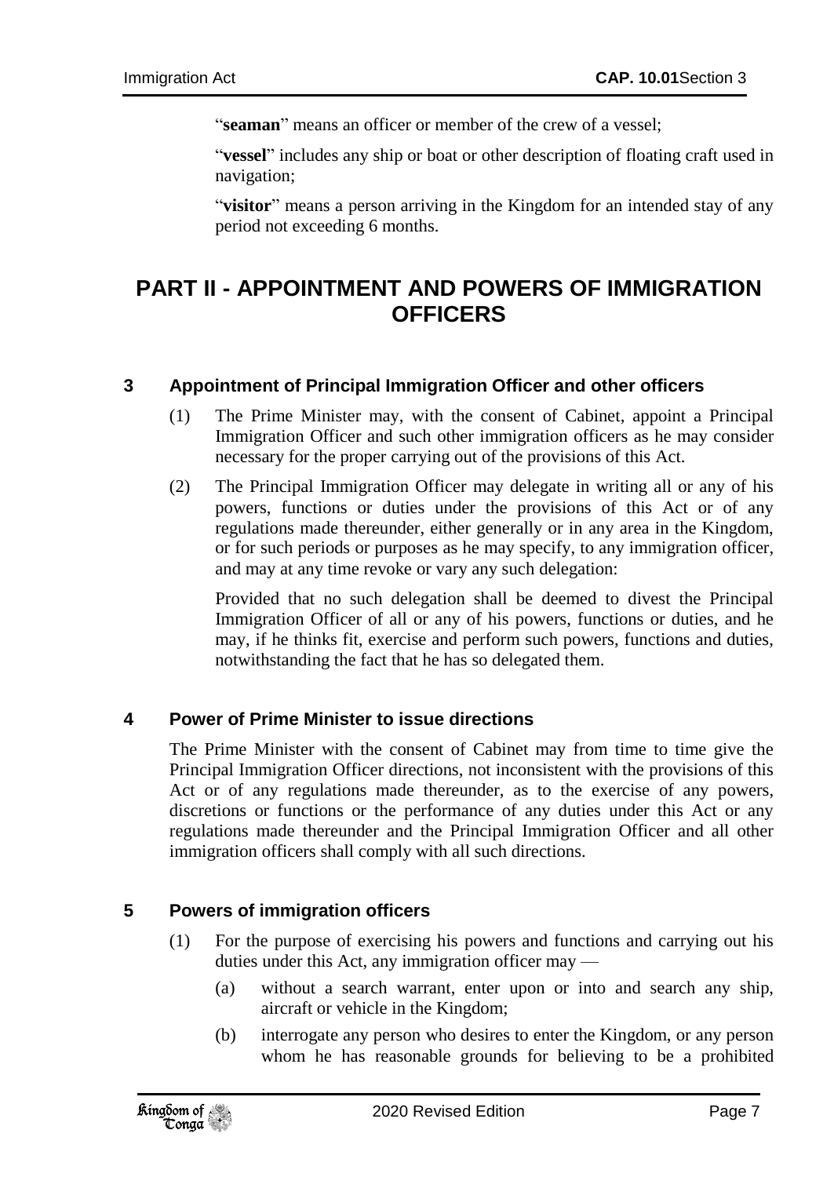"**seaman**" means an officer or member of the crew of a vessel;

"**vessel**" includes any ship or boat or other description of floating craft used in navigation;

"**visitor**" means a person arriving in the Kingdom for an intended stay of any period not exceeding 6 months.

# PART II - APPOINTMENT AND POWERS OF IMMIGRATION OFFICERS

## 3 Appointment of Principal Immigration Officer and other officers

(1) The Prime Minister may, with the consent of Cabinet, appoint a Principal Immigration Officer and such other immigration officers as he may consider necessary for the proper carrying out of the provisions of this Act.

(2) The Principal Immigration Officer may delegate in writing all or any of his powers, functions or duties under the provisions of this Act or of any regulations made thereunder, either generally or in any area in the Kingdom, or for such periods or purposes as he may specify, to any immigration officer, and may at any time revoke or vary any such delegation:

Provided that no such delegation shall be deemed to divest the Principal Immigration Officer of all or any of his powers, functions or duties, and he may, if he thinks fit, exercise and perform such powers, functions and duties, notwithstanding the fact that he has so delegated them.

## 4 Power of Prime Minister to issue directions

The Prime Minister with the consent of Cabinet may from time to time give the Principal Immigration Officer directions, not inconsistent with the provisions of this Act or of any regulations made thereunder, as to the exercise of any powers, discretions or functions or the performance of any duties under this Act or any regulations made thereunder and the Principal Immigration Officer and all other immigration officers shall comply with all such directions.

## 5 Powers of immigration officers

(1) For the purpose of exercising his powers and functions and carrying out his duties under this Act, any immigration officer may —

(a) without a search warrant, enter upon or into and search any ship, aircraft or vehicle in the Kingdom;

(b) interrogate any person who desires to enter the Kingdom, or any person whom he has reasonable grounds for believing to be a prohibited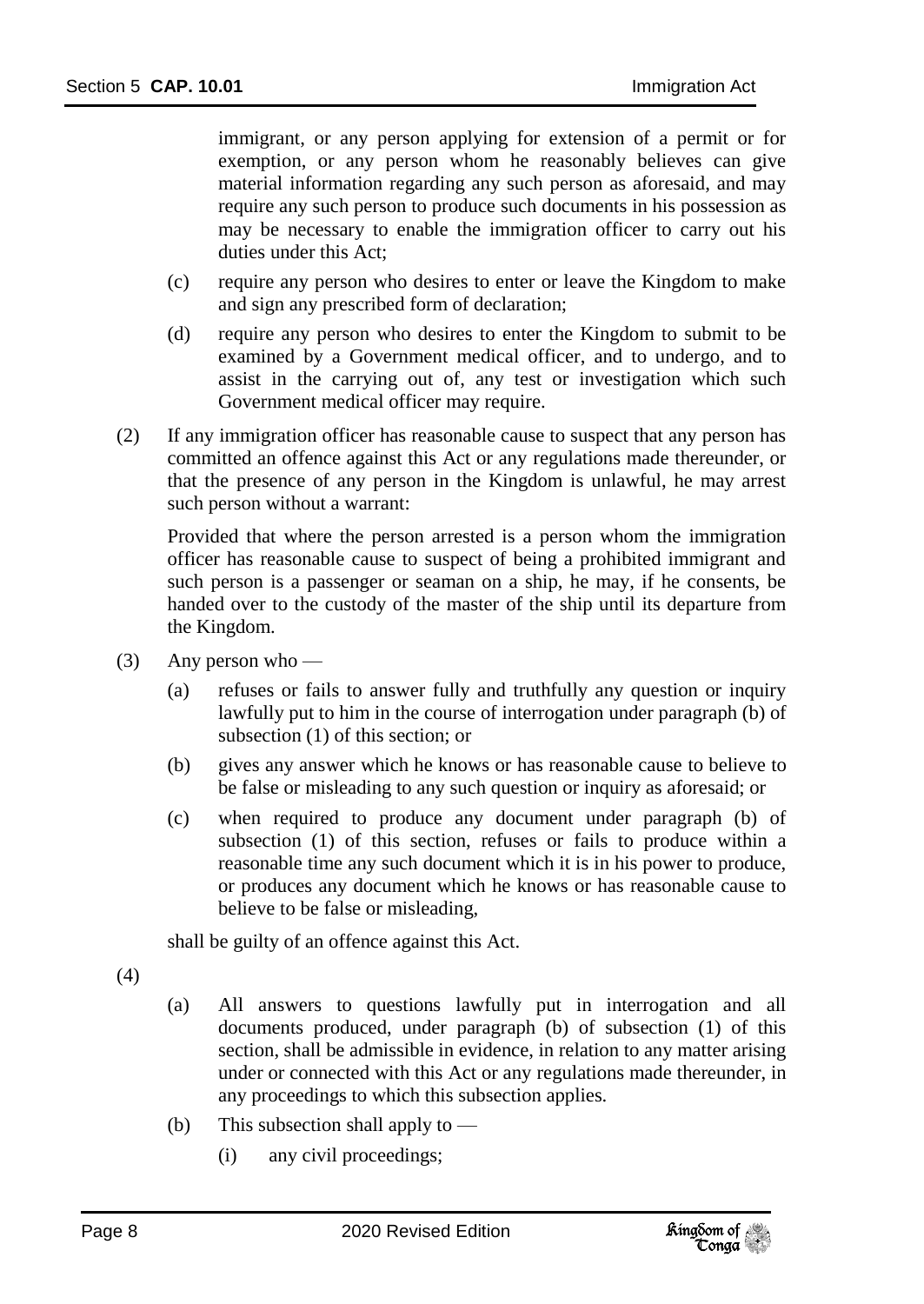immigrant, or any person applying for extension of a permit or for exemption, or any person whom he reasonably believes can give material information regarding any such person as aforesaid, and may require any such person to produce such documents in his possession as may be necessary to enable the immigration officer to carry out his duties under this Act;

(c) require any person who desires to enter or leave the Kingdom to make and sign any prescribed form of declaration;

(d) require any person who desires to enter the Kingdom to submit to be examined by a Government medical officer, and to undergo, and to assist in the carrying out of, any test or investigation which such Government medical officer may require.

(2) If any immigration officer has reasonable cause to suspect that any person has committed an offence against this Act or any regulations made thereunder, or that the presence of any person in the Kingdom is unlawful, he may arrest such person without a warrant:

Provided that where the person arrested is a person whom the immigration officer has reasonable cause to suspect of being a prohibited immigrant and such person is a passenger or seaman on a ship, he may, if he consents, be handed over to the custody of the master of the ship until its departure from the Kingdom.

(3) Any person who —

(a) refuses or fails to answer fully and truthfully any question or inquiry lawfully put to him in the course of interrogation under paragraph (b) of subsection (1) of this section; or

(b) gives any answer which he knows or has reasonable cause to believe to be false or misleading to any such question or inquiry as aforesaid; or

(c) when required to produce any document under paragraph (b) of subsection (1) of this section, refuses or fails to produce within a reasonable time any such document which it is in his power to produce, or produces any document which he knows or has reasonable cause to believe to be false or misleading,

shall be guilty of an offence against this Act.

(4)

(a) All answers to questions lawfully put in interrogation and all documents produced, under paragraph (b) of subsection (1) of this section, shall be admissible in evidence, in relation to any matter arising under or connected with this Act or any regulations made thereunder, in any proceedings to which this subsection applies.

(b) This subsection shall apply to —

(i) any civil proceedings;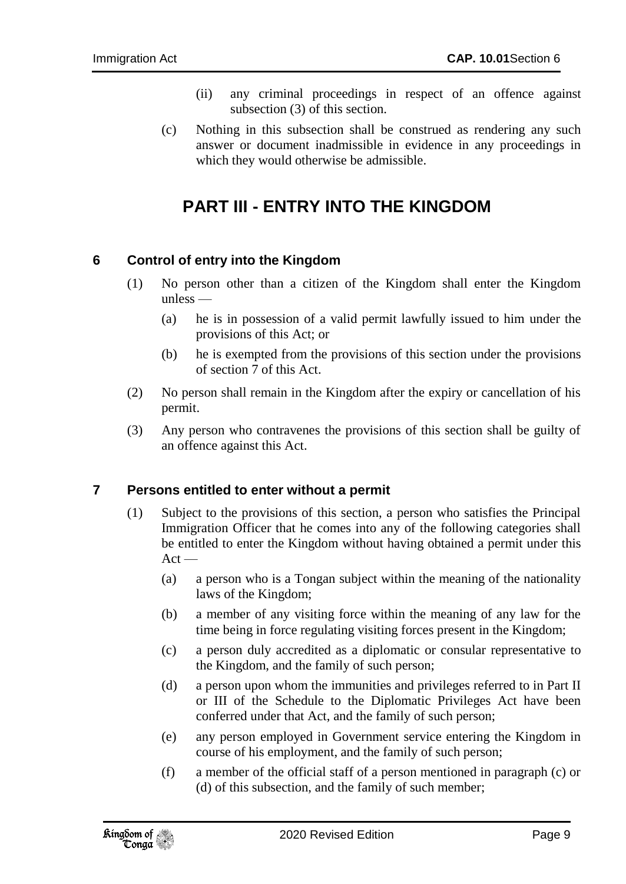(ii) any criminal proceedings in respect of an offence against subsection (3) of this section.

(c) Nothing in this subsection shall be construed as rendering any such answer or document inadmissible in evidence in any proceedings in which they would otherwise be admissible.

# PART III - ENTRY INTO THE KINGDOM

## 6 Control of entry into the Kingdom

(1) No person other than a citizen of the Kingdom shall enter the Kingdom unless —

(a) he is in possession of a valid permit lawfully issued to him under the provisions of this Act; or

(b) he is exempted from the provisions of this section under the provisions of section 7 of this Act.

(2) No person shall remain in the Kingdom after the expiry or cancellation of his permit.

(3) Any person who contravenes the provisions of this section shall be guilty of an offence against this Act.

## 7 Persons entitled to enter without a permit

(1) Subject to the provisions of this section, a person who satisfies the Principal Immigration Officer that he comes into any of the following categories shall be entitled to enter the Kingdom without having obtained a permit under this Act —

(a) a person who is a Tongan subject within the meaning of the nationality laws of the Kingdom;

(b) a member of any visiting force within the meaning of any law for the time being in force regulating visiting forces present in the Kingdom;

(c) a person duly accredited as a diplomatic or consular representative to the Kingdom, and the family of such person;

(d) a person upon whom the immunities and privileges referred to in Part II or III of the Schedule to the Diplomatic Privileges Act have been conferred under that Act, and the family of such person;

(e) any person employed in Government service entering the Kingdom in course of his employment, and the family of such person;

(f) a member of the official staff of a person mentioned in paragraph (c) or (d) of this subsection, and the family of such member;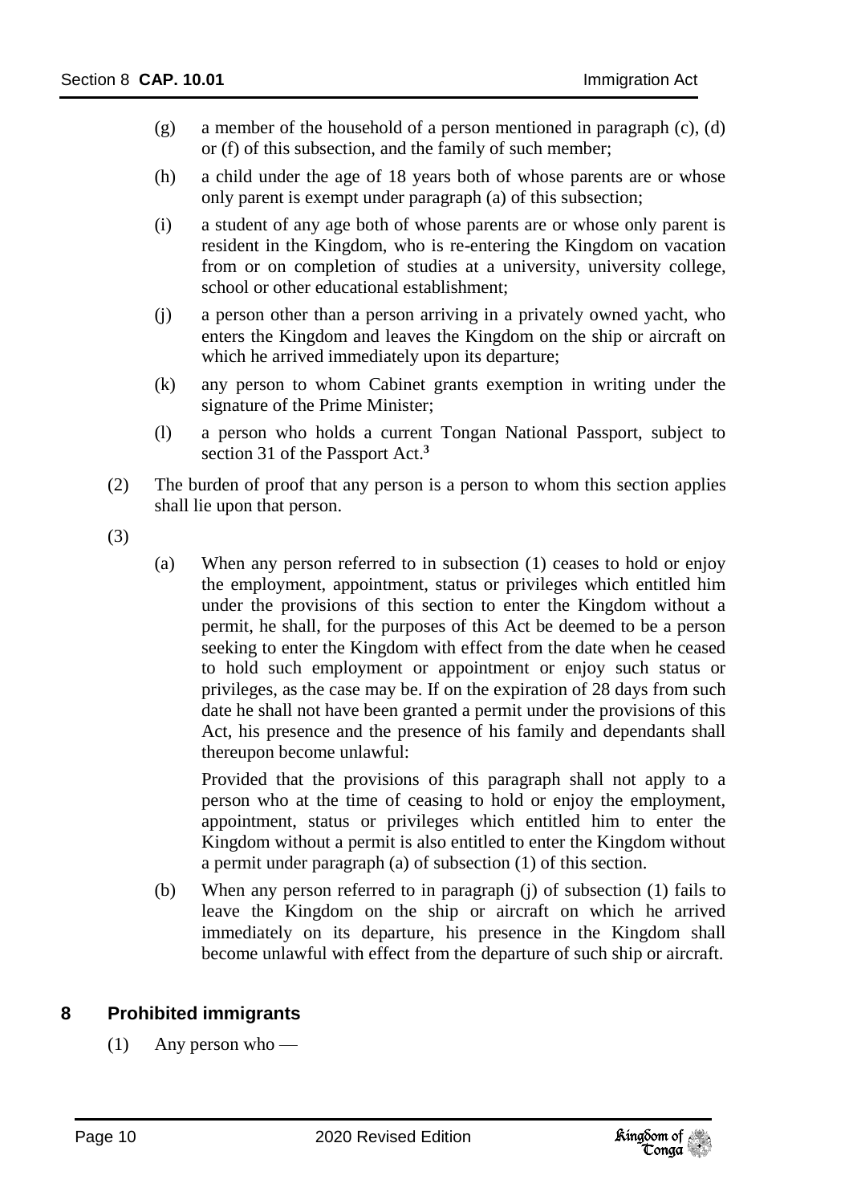(g) a member of the household of a person mentioned in paragraph (c), (d) or (f) of this subsection, and the family of such member;

(h) a child under the age of 18 years both of whose parents are or whose only parent is exempt under paragraph (a) of this subsection;

(i) a student of any age both of whose parents are or whose only parent is resident in the Kingdom, who is re-entering the Kingdom on vacation from or on completion of studies at a university, university college, school or other educational establishment;

(j) a person other than a person arriving in a privately owned yacht, who enters the Kingdom and leaves the Kingdom on the ship or aircraft on which he arrived immediately upon its departure;

(k) any person to whom Cabinet grants exemption in writing under the signature of the Prime Minister;

(l) a person who holds a current Tongan National Passport, subject to section 31 of the Passport Act.[3]

(2) The burden of proof that any person is a person to whom this section applies shall lie upon that person.

(3)

(a) When any person referred to in subsection (1) ceases to hold or enjoy the employment, appointment, status or privileges which entitled him under the provisions of this section to enter the Kingdom without a permit, he shall, for the purposes of this Act be deemed to be a person seeking to enter the Kingdom with effect from the date when he ceased to hold such employment or appointment or enjoy such status or privileges, as the case may be. If on the expiration of 28 days from such date he shall not have been granted a permit under the provisions of this Act, his presence and the presence of his family and dependants shall thereupon become unlawful:

Provided that the provisions of this paragraph shall not apply to a person who at the time of ceasing to hold or enjoy the employment, appointment, status or privileges which entitled him to enter the Kingdom without a permit is also entitled to enter the Kingdom without a permit under paragraph (a) of subsection (1) of this section.

(b) When any person referred to in paragraph (j) of subsection (1) fails to leave the Kingdom on the ship or aircraft on which he arrived immediately on its departure, his presence in the Kingdom shall become unlawful with effect from the departure of such ship or aircraft.

## 8 Prohibited immigrants

(1) Any person who —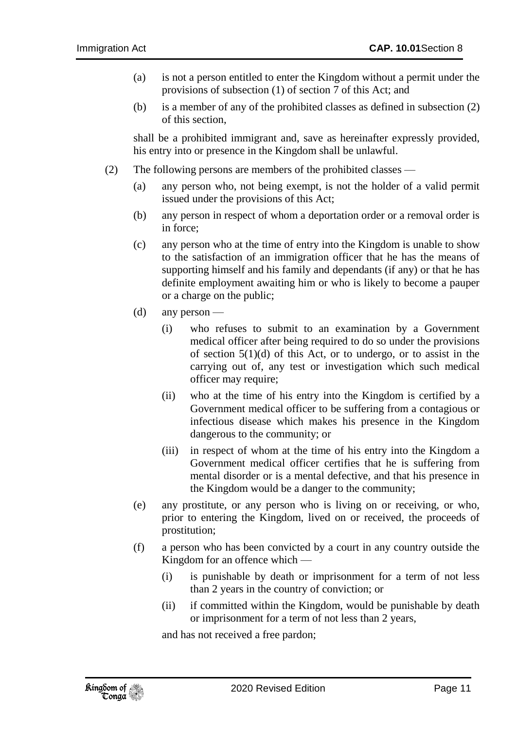(a) is not a person entitled to enter the Kingdom without a permit under the provisions of subsection (1) of section 7 of this Act; and

(b) is a member of any of the prohibited classes as defined in subsection (2) of this section,

shall be a prohibited immigrant and, save as hereinafter expressly provided, his entry into or presence in the Kingdom shall be unlawful.

(2) The following persons are members of the prohibited classes —

(a) any person who, not being exempt, is not the holder of a valid permit issued under the provisions of this Act;

(b) any person in respect of whom a deportation order or a removal order is in force;

(c) any person who at the time of entry into the Kingdom is unable to show to the satisfaction of an immigration officer that he has the means of supporting himself and his family and dependants (if any) or that he has definite employment awaiting him or who is likely to become a pauper or a charge on the public;

(d) any person —

(i) who refuses to submit to an examination by a Government medical officer after being required to do so under the provisions of section 5(1)(d) of this Act, or to undergo, or to assist in the carrying out of, any test or investigation which such medical officer may require;

(ii) who at the time of his entry into the Kingdom is certified by a Government medical officer to be suffering from a contagious or infectious disease which makes his presence in the Kingdom dangerous to the community; or

(iii) in respect of whom at the time of his entry into the Kingdom a Government medical officer certifies that he is suffering from mental disorder or is a mental defective, and that his presence in the Kingdom would be a danger to the community;

(e) any prostitute, or any person who is living on or receiving, or who, prior to entering the Kingdom, lived on or received, the proceeds of prostitution;

(f) a person who has been convicted by a court in any country outside the Kingdom for an offence which —

(i) is punishable by death or imprisonment for a term of not less than 2 years in the country of conviction; or

(ii) if committed within the Kingdom, would be punishable by death or imprisonment for a term of not less than 2 years,

and has not received a free pardon;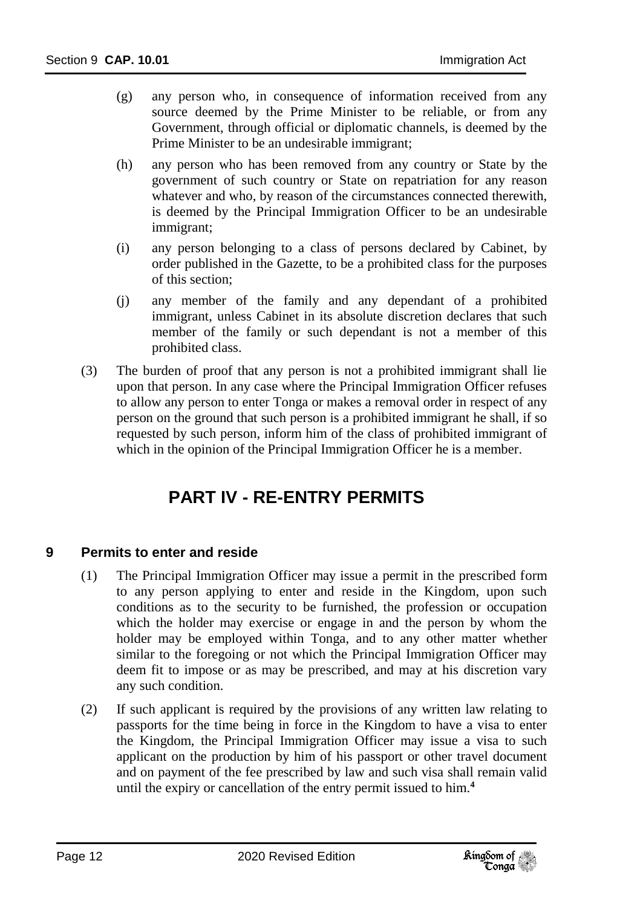(g) any person who, in consequence of information received from any source deemed by the Prime Minister to be reliable, or from any Government, through official or diplomatic channels, is deemed by the Prime Minister to be an undesirable immigrant;

(h) any person who has been removed from any country or State by the government of such country or State on repatriation for any reason whatever and who, by reason of the circumstances connected therewith, is deemed by the Principal Immigration Officer to be an undesirable immigrant;

(i) any person belonging to a class of persons declared by Cabinet, by order published in the Gazette, to be a prohibited class for the purposes of this section;

(j) any member of the family and any dependant of a prohibited immigrant, unless Cabinet in its absolute discretion declares that such member of the family or such dependant is not a member of this prohibited class.

(3) The burden of proof that any person is not a prohibited immigrant shall lie upon that person. In any case where the Principal Immigration Officer refuses to allow any person to enter Tonga or makes a removal order in respect of any person on the ground that such person is a prohibited immigrant he shall, if so requested by such person, inform him of the class of prohibited immigrant of which in the opinion of the Principal Immigration Officer he is a member.

# PART IV - RE-ENTRY PERMITS

## 9 Permits to enter and reside

(1) The Principal Immigration Officer may issue a permit in the prescribed form to any person applying to enter and reside in the Kingdom, upon such conditions as to the security to be furnished, the profession or occupation which the holder may exercise or engage in and the person by whom the holder may be employed within Tonga, and to any other matter whether similar to the foregoing or not which the Principal Immigration Officer may deem fit to impose or as may be prescribed, and may at his discretion vary any such condition.

(2) If such applicant is required by the provisions of any written law relating to passports for the time being in force in the Kingdom to have a visa to enter the Kingdom, the Principal Immigration Officer may issue a visa to such applicant on the production by him of his passport or other travel document and on payment of the fee prescribed by law and such visa shall remain valid until the expiry or cancellation of the entry permit issued to him.[4]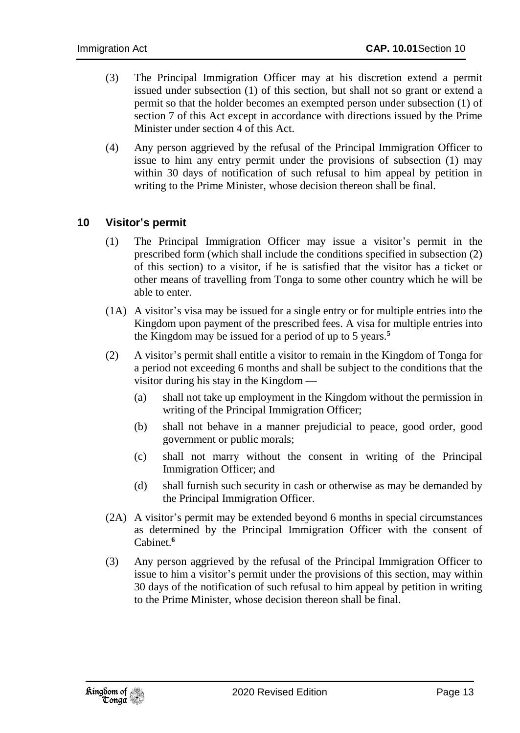(3) The Principal Immigration Officer may at his discretion extend a permit issued under subsection (1) of this section, but shall not so grant or extend a permit so that the holder becomes an exempted person under subsection (1) of section 7 of this Act except in accordance with directions issued by the Prime Minister under section 4 of this Act.

(4) Any person aggrieved by the refusal of the Principal Immigration Officer to issue to him any entry permit under the provisions of subsection (1) may within 30 days of notification of such refusal to him appeal by petition in writing to the Prime Minister, whose decision thereon shall be final.

## 10 Visitor's permit

(1) The Principal Immigration Officer may issue a visitor's permit in the prescribed form (which shall include the conditions specified in subsection (2) of this section) to a visitor, if he is satisfied that the visitor has a ticket or other means of travelling from Tonga to some other country which he will be able to enter.

(1A) A visitor's visa may be issued for a single entry or for multiple entries into the Kingdom upon payment of the prescribed fees. A visa for multiple entries into the Kingdom may be issued for a period of up to 5 years.[5]

(2) A visitor's permit shall entitle a visitor to remain in the Kingdom of Tonga for a period not exceeding 6 months and shall be subject to the conditions that the visitor during his stay in the Kingdom —

(a) shall not take up employment in the Kingdom without the permission in writing of the Principal Immigration Officer;

(b) shall not behave in a manner prejudicial to peace, good order, good government or public morals;

(c) shall not marry without the consent in writing of the Principal Immigration Officer; and

(d) shall furnish such security in cash or otherwise as may be demanded by the Principal Immigration Officer.

(2A) A visitor's permit may be extended beyond 6 months in special circumstances as determined by the Principal Immigration Officer with the consent of Cabinet.[6]

(3) Any person aggrieved by the refusal of the Principal Immigration Officer to issue to him a visitor's permit under the provisions of this section, may within 30 days of the notification of such refusal to him appeal by petition in writing to the Prime Minister, whose decision thereon shall be final.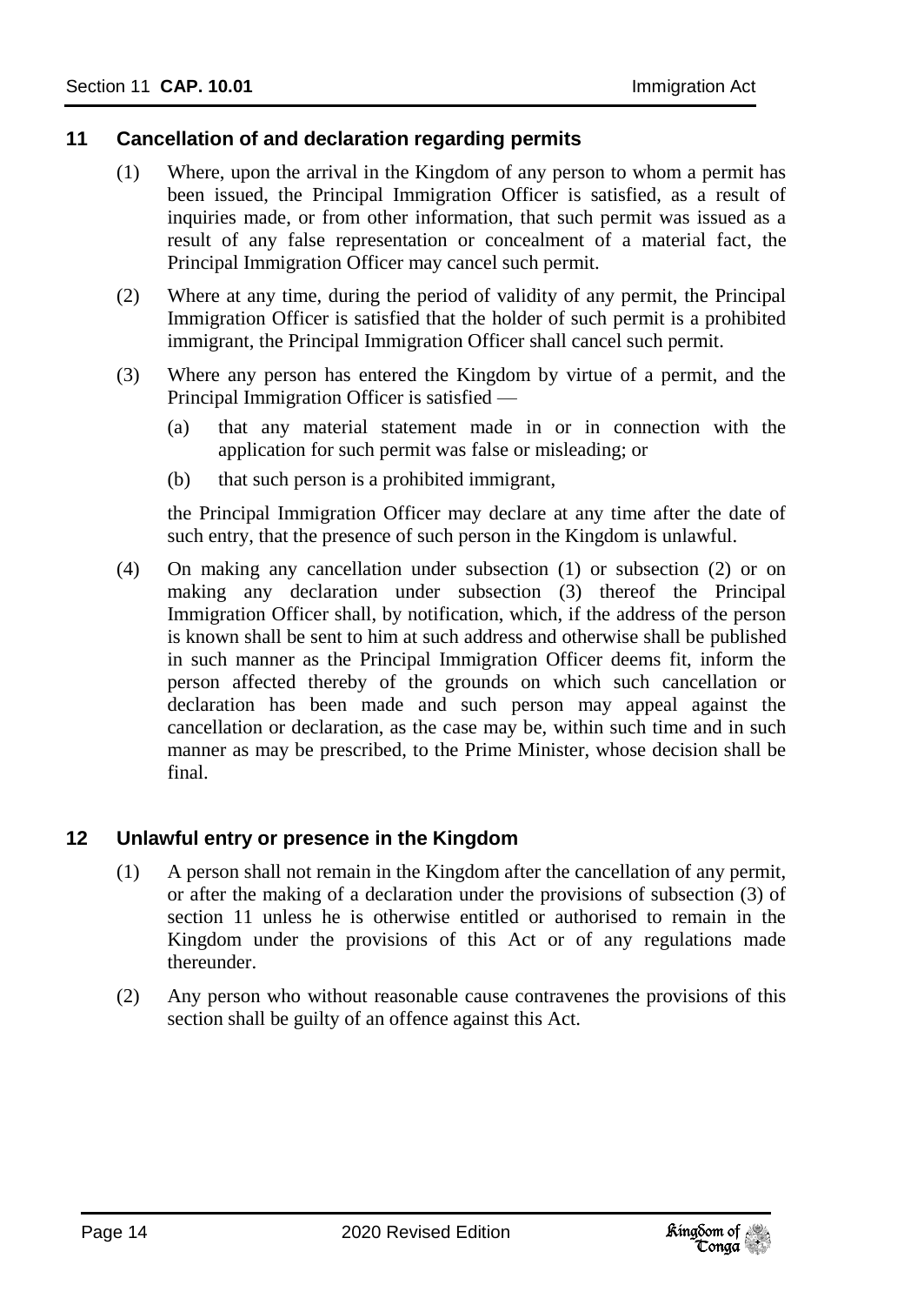## 11 Cancellation of and declaration regarding permits

(1) Where, upon the arrival in the Kingdom of any person to whom a permit has been issued, the Principal Immigration Officer is satisfied, as a result of inquiries made, or from other information, that such permit was issued as a result of any false representation or concealment of a material fact, the Principal Immigration Officer may cancel such permit.

(2) Where at any time, during the period of validity of any permit, the Principal Immigration Officer is satisfied that the holder of such permit is a prohibited immigrant, the Principal Immigration Officer shall cancel such permit.

(3) Where any person has entered the Kingdom by virtue of a permit, and the Principal Immigration Officer is satisfied —

(a) that any material statement made in or in connection with the application for such permit was false or misleading; or

(b) that such person is a prohibited immigrant,

the Principal Immigration Officer may declare at any time after the date of such entry, that the presence of such person in the Kingdom is unlawful.

(4) On making any cancellation under subsection (1) or subsection (2) or on making any declaration under subsection (3) thereof the Principal Immigration Officer shall, by notification, which, if the address of the person is known shall be sent to him at such address and otherwise shall be published in such manner as the Principal Immigration Officer deems fit, inform the person affected thereby of the grounds on which such cancellation or declaration has been made and such person may appeal against the cancellation or declaration, as the case may be, within such time and in such manner as may be prescribed, to the Prime Minister, whose decision shall be final.

## 12 Unlawful entry or presence in the Kingdom

(1) A person shall not remain in the Kingdom after the cancellation of any permit, or after the making of a declaration under the provisions of subsection (3) of section 11 unless he is otherwise entitled or authorised to remain in the Kingdom under the provisions of this Act or of any regulations made thereunder.

(2) Any person who without reasonable cause contravenes the provisions of this section shall be guilty of an offence against this Act.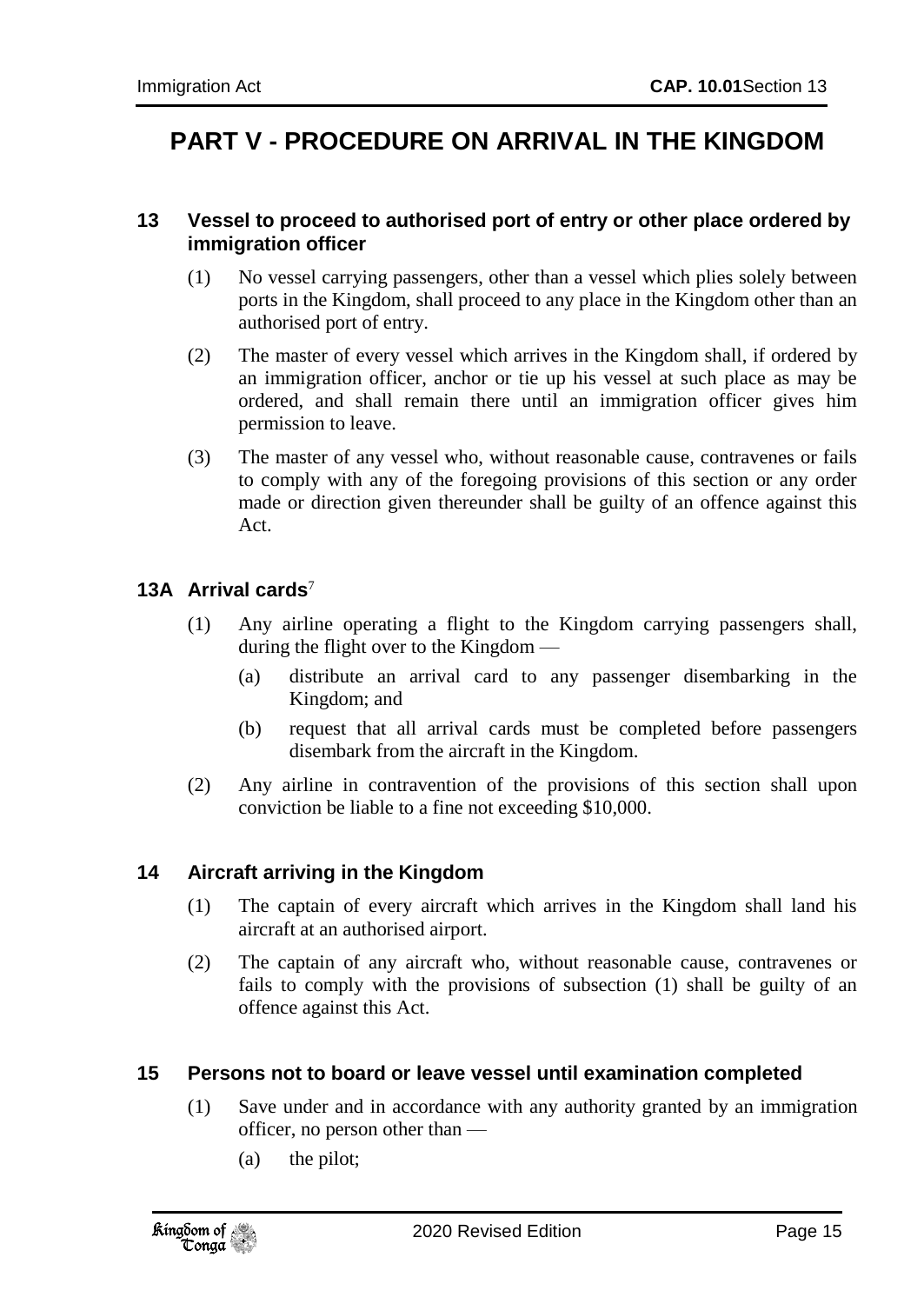# PART V - PROCEDURE ON ARRIVAL IN THE KINGDOM

### 13 Vessel to proceed to authorised port of entry or other place ordered by immigration officer

(1) No vessel carrying passengers, other than a vessel which plies solely between ports in the Kingdom, shall proceed to any place in the Kingdom other than an authorised port of entry.

(2) The master of every vessel which arrives in the Kingdom shall, if ordered by an immigration officer, anchor or tie up his vessel at such place as may be ordered, and shall remain there until an immigration officer gives him permission to leave.

(3) The master of any vessel who, without reasonable cause, contravenes or fails to comply with any of the foregoing provisions of this section or any order made or direction given thereunder shall be guilty of an offence against this Act.

### 13A Arrival cards[7]

(1) Any airline operating a flight to the Kingdom carrying passengers shall, during the flight over to the Kingdom —

(a) distribute an arrival card to any passenger disembarking in the Kingdom; and

(b) request that all arrival cards must be completed before passengers disembark from the aircraft in the Kingdom.

(2) Any airline in contravention of the provisions of this section shall upon conviction be liable to a fine not exceeding $10,000.

### 14 Aircraft arriving in the Kingdom

(1) The captain of every aircraft which arrives in the Kingdom shall land his aircraft at an authorised airport.

(2) The captain of any aircraft who, without reasonable cause, contravenes or fails to comply with the provisions of subsection (1) shall be guilty of an offence against this Act.

### 15 Persons not to board or leave vessel until examination completed

(1) Save under and in accordance with any authority granted by an immigration officer, no person other than —

(a) the pilot;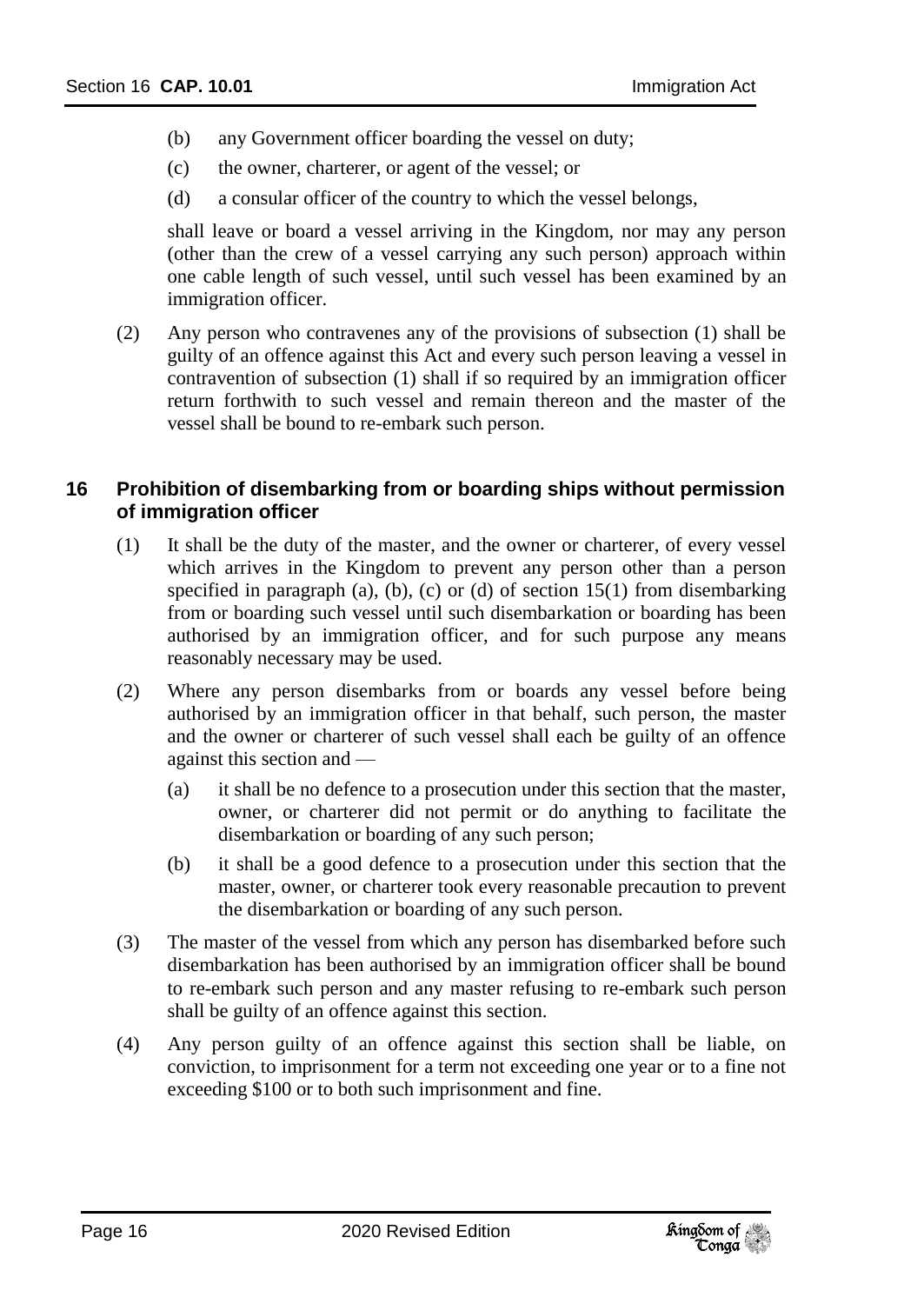(b) any Government officer boarding the vessel on duty;

(c) the owner, charterer, or agent of the vessel; or

(d) a consular officer of the country to which the vessel belongs,

shall leave or board a vessel arriving in the Kingdom, nor may any person (other than the crew of a vessel carrying any such person) approach within one cable length of such vessel, until such vessel has been examined by an immigration officer.

(2) Any person who contravenes any of the provisions of subsection (1) shall be guilty of an offence against this Act and every such person leaving a vessel in contravention of subsection (1) shall if so required by an immigration officer return forthwith to such vessel and remain thereon and the master of the vessel shall be bound to re-embark such person.

### 16 Prohibition of disembarking from or boarding ships without permission of immigration officer

(1) It shall be the duty of the master, and the owner or charterer, of every vessel which arrives in the Kingdom to prevent any person other than a person specified in paragraph (a), (b), (c) or (d) of section 15(1) from disembarking from or boarding such vessel until such disembarkation or boarding has been authorised by an immigration officer, and for such purpose any means reasonably necessary may be used.

(2) Where any person disembarks from or boards any vessel before being authorised by an immigration officer in that behalf, such person, the master and the owner or charterer of such vessel shall each be guilty of an offence against this section and —

(a) it shall be no defence to a prosecution under this section that the master, owner, or charterer did not permit or do anything to facilitate the disembarkation or boarding of any such person;

(b) it shall be a good defence to a prosecution under this section that the master, owner, or charterer took every reasonable precaution to prevent the disembarkation or boarding of any such person.

(3) The master of the vessel from which any person has disembarked before such disembarkation has been authorised by an immigration officer shall be bound to re-embark such person and any master refusing to re-embark such person shall be guilty of an offence against this section.

(4) Any person guilty of an offence against this section shall be liable, on conviction, to imprisonment for a term not exceeding one year or to a fine not exceeding $100 or to both such imprisonment and fine.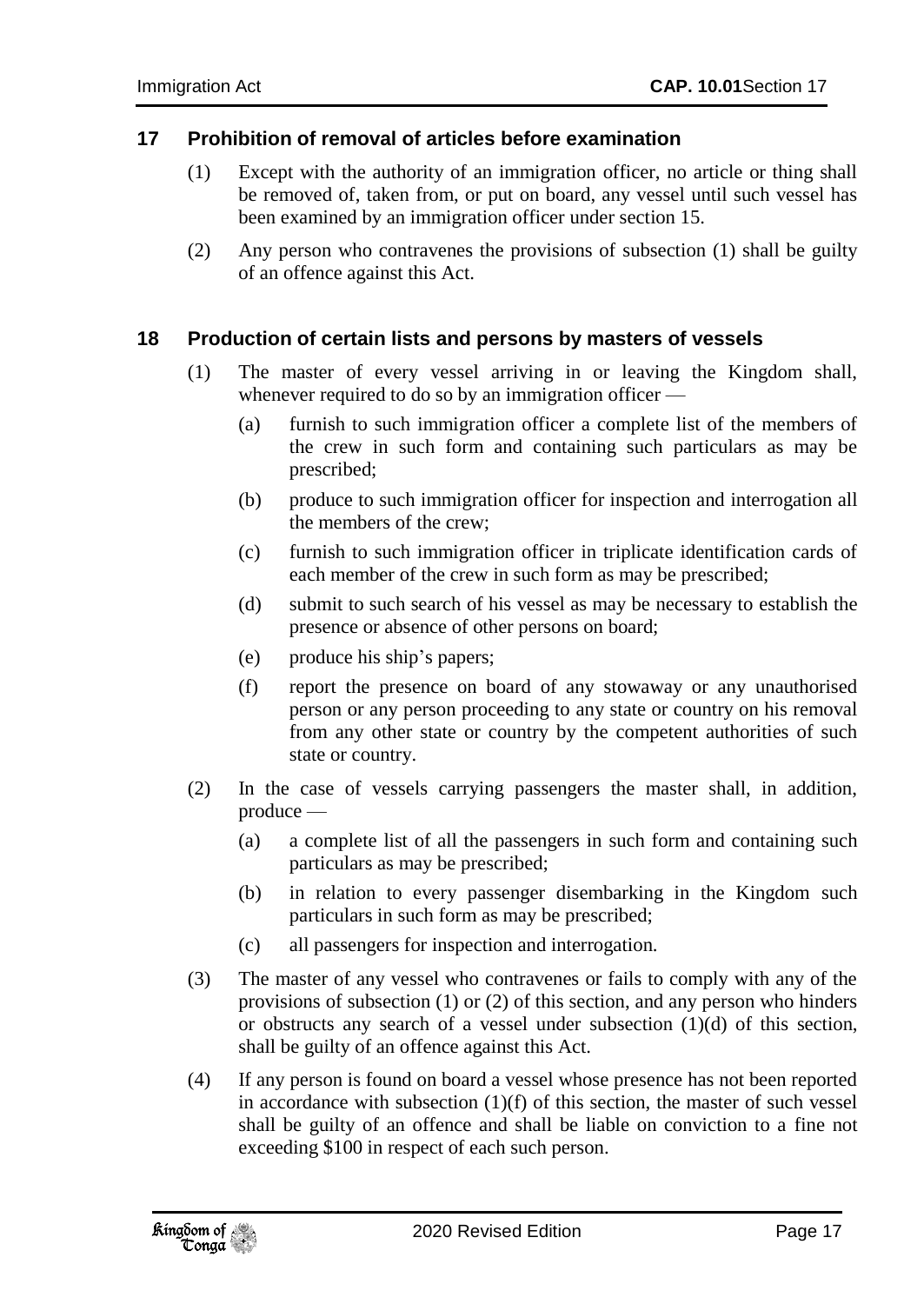## 17 Prohibition of removal of articles before examination

(1) Except with the authority of an immigration officer, no article or thing shall be removed of, taken from, or put on board, any vessel until such vessel has been examined by an immigration officer under section 15.

(2) Any person who contravenes the provisions of subsection (1) shall be guilty of an offence against this Act.

## 18 Production of certain lists and persons by masters of vessels

(1) The master of every vessel arriving in or leaving the Kingdom shall, whenever required to do so by an immigration officer —

(a) furnish to such immigration officer a complete list of the members of the crew in such form and containing such particulars as may be prescribed;

(b) produce to such immigration officer for inspection and interrogation all the members of the crew;

(c) furnish to such immigration officer in triplicate identification cards of each member of the crew in such form as may be prescribed;

(d) submit to such search of his vessel as may be necessary to establish the presence or absence of other persons on board;

(e) produce his ship's papers;

(f) report the presence on board of any stowaway or any unauthorised person or any person proceeding to any state or country on his removal from any other state or country by the competent authorities of such state or country.

(2) In the case of vessels carrying passengers the master shall, in addition, produce —

(a) a complete list of all the passengers in such form and containing such particulars as may be prescribed;

(b) in relation to every passenger disembarking in the Kingdom such particulars in such form as may be prescribed;

(c) all passengers for inspection and interrogation.

(3) The master of any vessel who contravenes or fails to comply with any of the provisions of subsection (1) or (2) of this section, and any person who hinders or obstructs any search of a vessel under subsection (1)(d) of this section, shall be guilty of an offence against this Act.

(4) If any person is found on board a vessel whose presence has not been reported in accordance with subsection (1)(f) of this section, the master of such vessel shall be guilty of an offence and shall be liable on conviction to a fine not exceeding $100 in respect of each such person.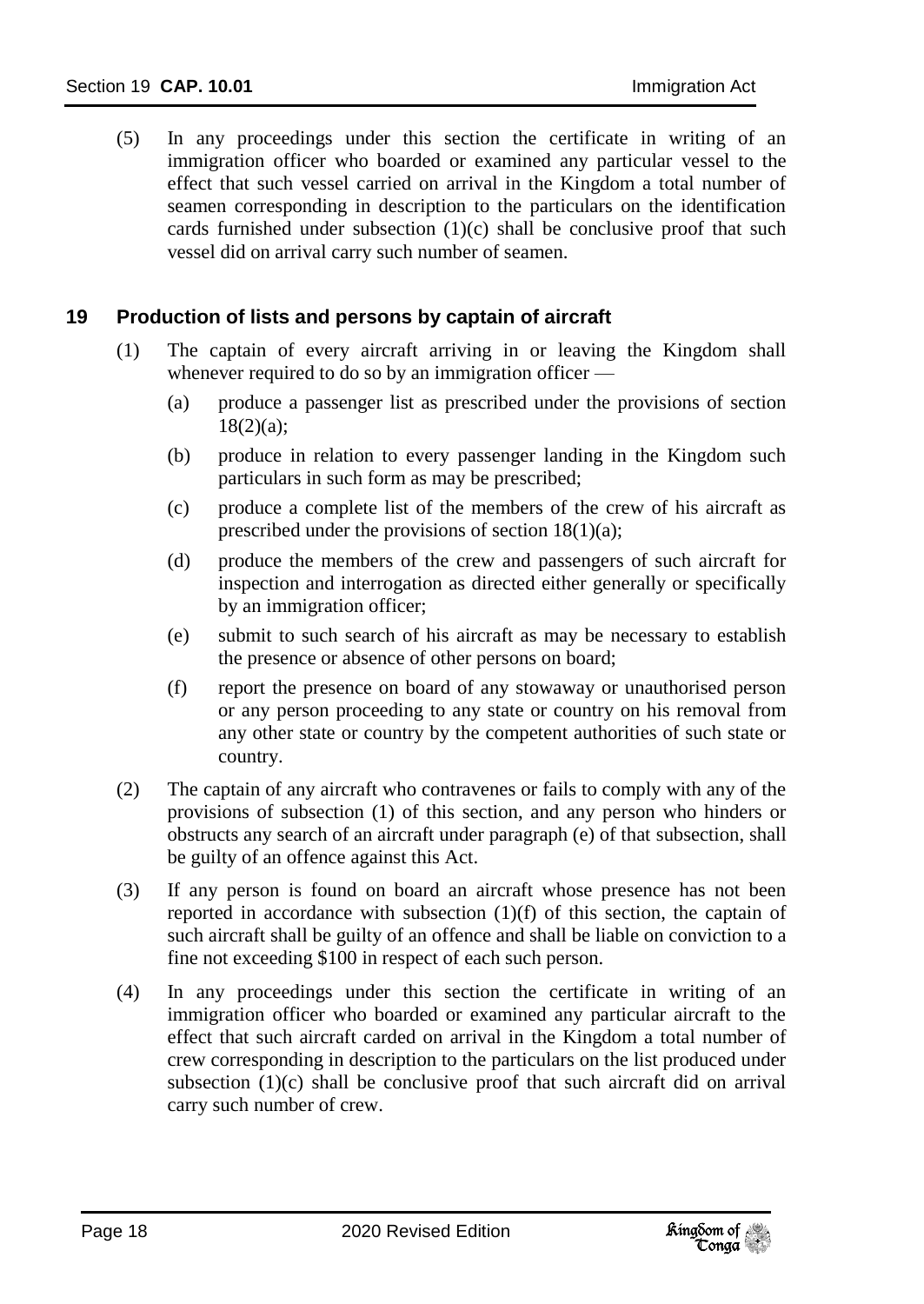(5) In any proceedings under this section the certificate in writing of an immigration officer who boarded or examined any particular vessel to the effect that such vessel carried on arrival in the Kingdom a total number of seamen corresponding in description to the particulars on the identification cards furnished under subsection (1)(c) shall be conclusive proof that such vessel did on arrival carry such number of seamen.

## 19 Production of lists and persons by captain of aircraft

(1) The captain of every aircraft arriving in or leaving the Kingdom shall whenever required to do so by an immigration officer —

   (a) produce a passenger list as prescribed under the provisions of section 18(2)(a);

   (b) produce in relation to every passenger landing in the Kingdom such particulars in such form as may be prescribed;

   (c) produce a complete list of the members of the crew of his aircraft as prescribed under the provisions of section 18(1)(a);

   (d) produce the members of the crew and passengers of such aircraft for inspection and interrogation as directed either generally or specifically by an immigration officer;

   (e) submit to such search of his aircraft as may be necessary to establish the presence or absence of other persons on board;

   (f) report the presence on board of any stowaway or unauthorised person or any person proceeding to any state or country on his removal from any other state or country by the competent authorities of such state or country.

(2) The captain of any aircraft who contravenes or fails to comply with any of the provisions of subsection (1) of this section, and any person who hinders or obstructs any search of an aircraft under paragraph (e) of that subsection, shall be guilty of an offence against this Act.

(3) If any person is found on board an aircraft whose presence has not been reported in accordance with subsection (1)(f) of this section, the captain of such aircraft shall be guilty of an offence and shall be liable on conviction to a fine not exceeding $100 in respect of each such person.

(4) In any proceedings under this section the certificate in writing of an immigration officer who boarded or examined any particular aircraft to the effect that such aircraft carded on arrival in the Kingdom a total number of crew corresponding in description to the particulars on the list produced under subsection (1)(c) shall be conclusive proof that such aircraft did on arrival carry such number of crew.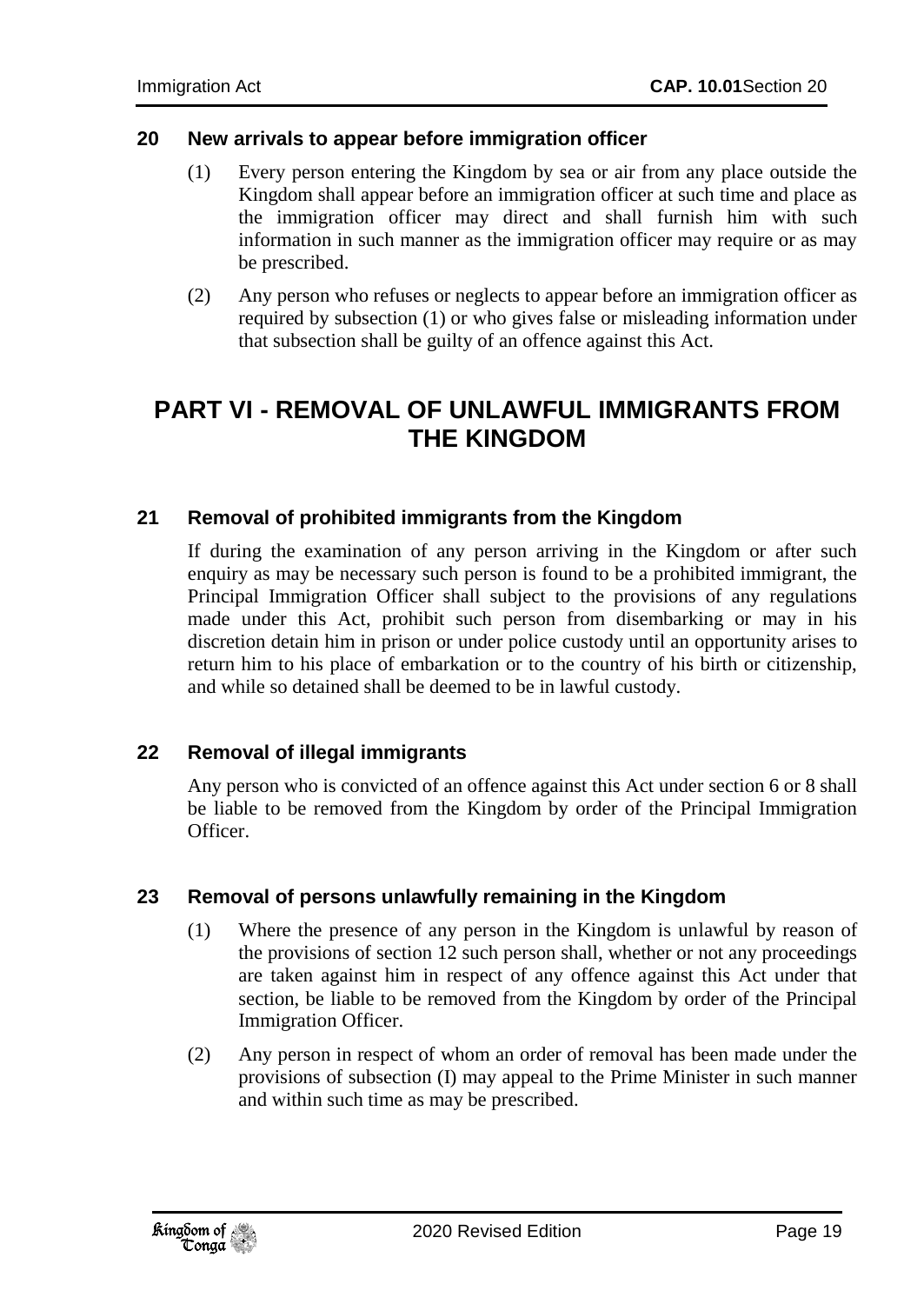### 20 New arrivals to appear before immigration officer

(1) Every person entering the Kingdom by sea or air from any place outside the Kingdom shall appear before an immigration officer at such time and place as the immigration officer may direct and shall furnish him with such information in such manner as the immigration officer may require or as may be prescribed.

(2) Any person who refuses or neglects to appear before an immigration officer as required by subsection (1) or who gives false or misleading information under that subsection shall be guilty of an offence against this Act.

## PART VI - REMOVAL OF UNLAWFUL IMMIGRANTS FROM THE KINGDOM

### 21 Removal of prohibited immigrants from the Kingdom

If during the examination of any person arriving in the Kingdom or after such enquiry as may be necessary such person is found to be a prohibited immigrant, the Principal Immigration Officer shall subject to the provisions of any regulations made under this Act, prohibit such person from disembarking or may in his discretion detain him in prison or under police custody until an opportunity arises to return him to his place of embarkation or to the country of his birth or citizenship, and while so detained shall be deemed to be in lawful custody.

### 22 Removal of illegal immigrants

Any person who is convicted of an offence against this Act under section 6 or 8 shall be liable to be removed from the Kingdom by order of the Principal Immigration Officer.

### 23 Removal of persons unlawfully remaining in the Kingdom

(1) Where the presence of any person in the Kingdom is unlawful by reason of the provisions of section 12 such person shall, whether or not any proceedings are taken against him in respect of any offence against this Act under that section, be liable to be removed from the Kingdom by order of the Principal Immigration Officer.

(2) Any person in respect of whom an order of removal has been made under the provisions of subsection (I) may appeal to the Prime Minister in such manner and within such time as may be prescribed.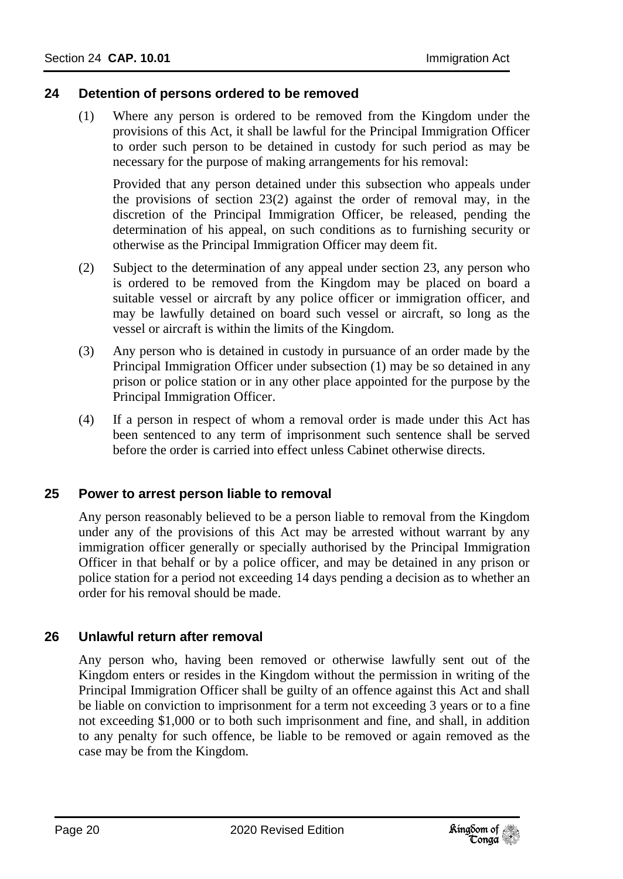## 24 Detention of persons ordered to be removed

(1) Where any person is ordered to be removed from the Kingdom under the provisions of this Act, it shall be lawful for the Principal Immigration Officer to order such person to be detained in custody for such period as may be necessary for the purpose of making arrangements for his removal:

Provided that any person detained under this subsection who appeals under the provisions of section 23(2) against the order of removal may, in the discretion of the Principal Immigration Officer, be released, pending the determination of his appeal, on such conditions as to furnishing security or otherwise as the Principal Immigration Officer may deem fit.

(2) Subject to the determination of any appeal under section 23, any person who is ordered to be removed from the Kingdom may be placed on board a suitable vessel or aircraft by any police officer or immigration officer, and may be lawfully detained on board such vessel or aircraft, so long as the vessel or aircraft is within the limits of the Kingdom.

(3) Any person who is detained in custody in pursuance of an order made by the Principal Immigration Officer under subsection (1) may be so detained in any prison or police station or in any other place appointed for the purpose by the Principal Immigration Officer.

(4) If a person in respect of whom a removal order is made under this Act has been sentenced to any term of imprisonment such sentence shall be served before the order is carried into effect unless Cabinet otherwise directs.

## 25 Power to arrest person liable to removal

Any person reasonably believed to be a person liable to removal from the Kingdom under any of the provisions of this Act may be arrested without warrant by any immigration officer generally or specially authorised by the Principal Immigration Officer in that behalf or by a police officer, and may be detained in any prison or police station for a period not exceeding 14 days pending a decision as to whether an order for his removal should be made.

## 26 Unlawful return after removal

Any person who, having been removed or otherwise lawfully sent out of the Kingdom enters or resides in the Kingdom without the permission in writing of the Principal Immigration Officer shall be guilty of an offence against this Act and shall be liable on conviction to imprisonment for a term not exceeding 3 years or to a fine not exceeding $1,000 or to both such imprisonment and fine, and shall, in addition to any penalty for such offence, be liable to be removed or again removed as the case may be from the Kingdom.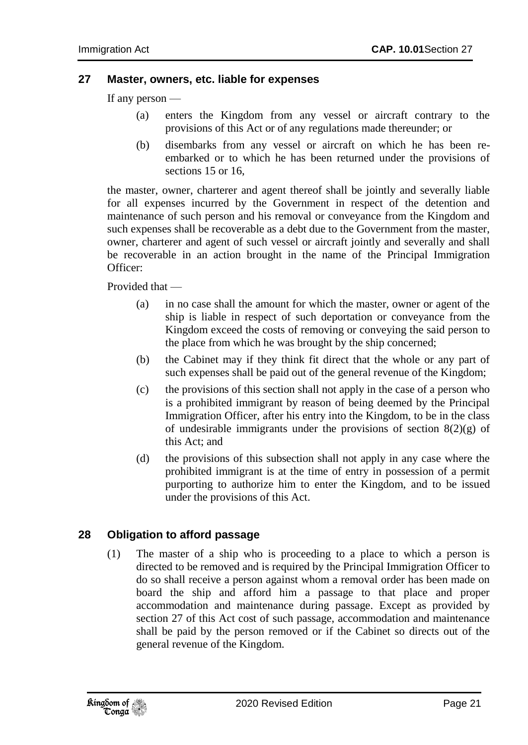## 27 Master, owners, etc. liable for expenses

If any person —

- (a) enters the Kingdom from any vessel or aircraft contrary to the provisions of this Act or of any regulations made thereunder; or
- (b) disembarks from any vessel or aircraft on which he has been re-embarked or to which he has been returned under the provisions of sections 15 or 16,

the master, owner, charterer and agent thereof shall be jointly and severally liable for all expenses incurred by the Government in respect of the detention and maintenance of such person and his removal or conveyance from the Kingdom and such expenses shall be recoverable as a debt due to the Government from the master, owner, charterer and agent of such vessel or aircraft jointly and severally and shall be recoverable in an action brought in the name of the Principal Immigration Officer:

Provided that —

- (a) in no case shall the amount for which the master, owner or agent of the ship is liable in respect of such deportation or conveyance from the Kingdom exceed the costs of removing or conveying the said person to the place from which he was brought by the ship concerned;
- (b) the Cabinet may if they think fit direct that the whole or any part of such expenses shall be paid out of the general revenue of the Kingdom;
- (c) the provisions of this section shall not apply in the case of a person who is a prohibited immigrant by reason of being deemed by the Principal Immigration Officer, after his entry into the Kingdom, to be in the class of undesirable immigrants under the provisions of section 8(2)(g) of this Act; and
- (d) the provisions of this subsection shall not apply in any case where the prohibited immigrant is at the time of entry in possession of a permit purporting to authorize him to enter the Kingdom, and to be issued under the provisions of this Act.

## 28 Obligation to afford passage

(1) The master of a ship who is proceeding to a place to which a person is directed to be removed and is required by the Principal Immigration Officer to do so shall receive a person against whom a removal order has been made on board the ship and afford him a passage to that place and proper accommodation and maintenance during passage. Except as provided by section 27 of this Act cost of such passage, accommodation and maintenance shall be paid by the person removed or if the Cabinet so directs out of the general revenue of the Kingdom.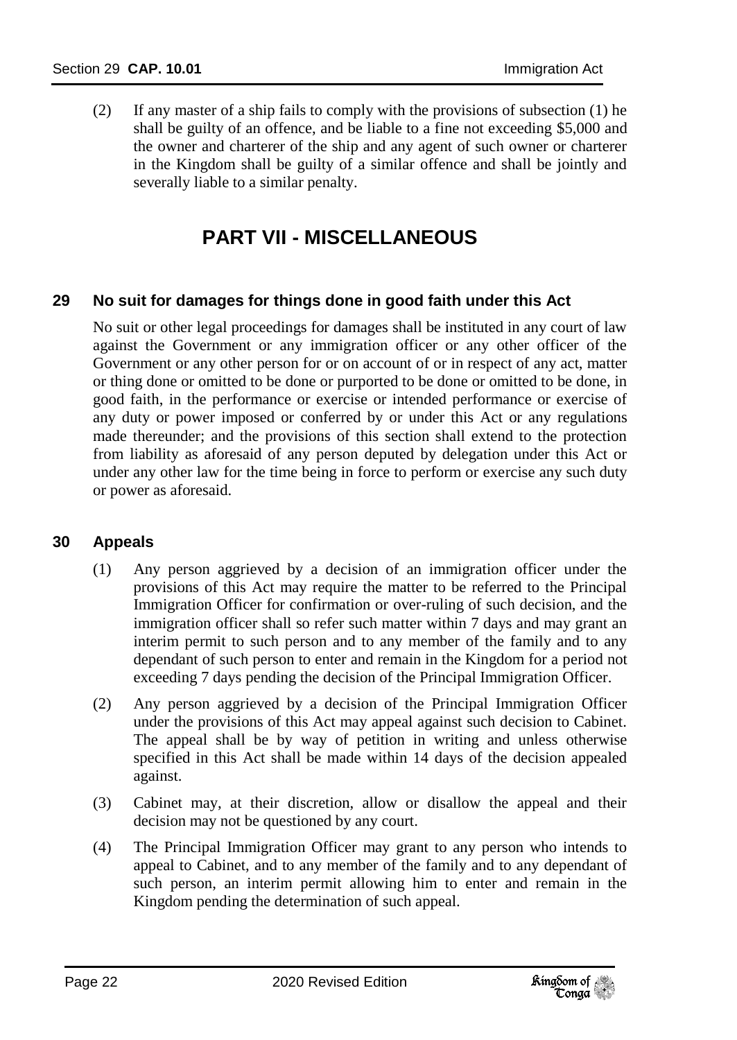(2) If any master of a ship fails to comply with the provisions of subsection (1) he shall be guilty of an offence, and be liable to a fine not exceeding $5,000 and the owner and charterer of the ship and any agent of such owner or charterer in the Kingdom shall be guilty of a similar offence and shall be jointly and severally liable to a similar penalty.

# PART VII - MISCELLANEOUS

## 29 No suit for damages for things done in good faith under this Act

No suit or other legal proceedings for damages shall be instituted in any court of law against the Government or any immigration officer or any other officer of the Government or any other person for or on account of or in respect of any act, matter or thing done or omitted to be done or purported to be done or omitted to be done, in good faith, in the performance or exercise or intended performance or exercise of any duty or power imposed or conferred by or under this Act or any regulations made thereunder; and the provisions of this section shall extend to the protection from liability as aforesaid of any person deputed by delegation under this Act or under any other law for the time being in force to perform or exercise any such duty or power as aforesaid.

## 30 Appeals

(1) Any person aggrieved by a decision of an immigration officer under the provisions of this Act may require the matter to be referred to the Principal Immigration Officer for confirmation or over-ruling of such decision, and the immigration officer shall so refer such matter within 7 days and may grant an interim permit to such person and to any member of the family and to any dependant of such person to enter and remain in the Kingdom for a period not exceeding 7 days pending the decision of the Principal Immigration Officer.

(2) Any person aggrieved by a decision of the Principal Immigration Officer under the provisions of this Act may appeal against such decision to Cabinet. The appeal shall be by way of petition in writing and unless otherwise specified in this Act shall be made within 14 days of the decision appealed against.

(3) Cabinet may, at their discretion, allow or disallow the appeal and their decision may not be questioned by any court.

(4) The Principal Immigration Officer may grant to any person who intends to appeal to Cabinet, and to any member of the family and to any dependant of such person, an interim permit allowing him to enter and remain in the Kingdom pending the determination of such appeal.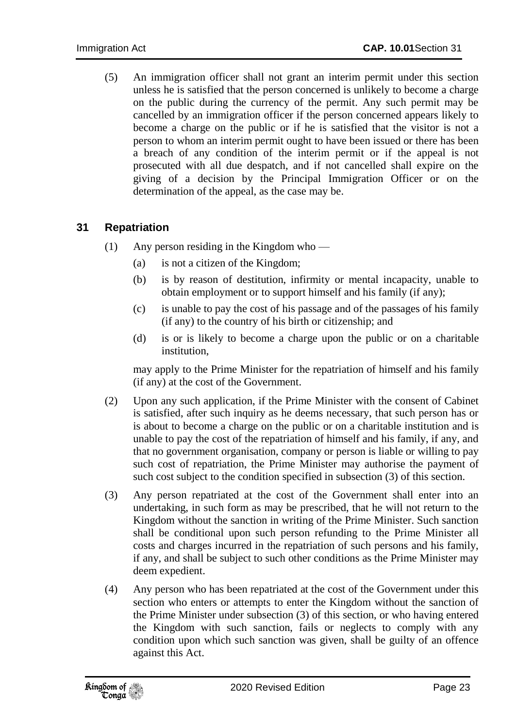(5) An immigration officer shall not grant an interim permit under this section unless he is satisfied that the person concerned is unlikely to become a charge on the public during the currency of the permit. Any such permit may be cancelled by an immigration officer if the person concerned appears likely to become a charge on the public or if he is satisfied that the visitor is not a person to whom an interim permit ought to have been issued or there has been a breach of any condition of the interim permit or if the appeal is not prosecuted with all due despatch, and if not cancelled shall expire on the giving of a decision by the Principal Immigration Officer or on the determination of the appeal, as the case may be.

## 31 Repatriation

(1) Any person residing in the Kingdom who —

- (a) is not a citizen of the Kingdom;
- (b) is by reason of destitution, infirmity or mental incapacity, unable to obtain employment or to support himself and his family (if any);
- (c) is unable to pay the cost of his passage and of the passages of his family (if any) to the country of his birth or citizenship; and
- (d) is or is likely to become a charge upon the public or on a charitable institution,

may apply to the Prime Minister for the repatriation of himself and his family (if any) at the cost of the Government.

(2) Upon any such application, if the Prime Minister with the consent of Cabinet is satisfied, after such inquiry as he deems necessary, that such person has or is about to become a charge on the public or on a charitable institution and is unable to pay the cost of the repatriation of himself and his family, if any, and that no government organisation, company or person is liable or willing to pay such cost of repatriation, the Prime Minister may authorise the payment of such cost subject to the condition specified in subsection (3) of this section.

(3) Any person repatriated at the cost of the Government shall enter into an undertaking, in such form as may be prescribed, that he will not return to the Kingdom without the sanction in writing of the Prime Minister. Such sanction shall be conditional upon such person refunding to the Prime Minister all costs and charges incurred in the repatriation of such persons and his family, if any, and shall be subject to such other conditions as the Prime Minister may deem expedient.

(4) Any person who has been repatriated at the cost of the Government under this section who enters or attempts to enter the Kingdom without the sanction of the Prime Minister under subsection (3) of this section, or who having entered the Kingdom with such sanction, fails or neglects to comply with any condition upon which such sanction was given, shall be guilty of an offence against this Act.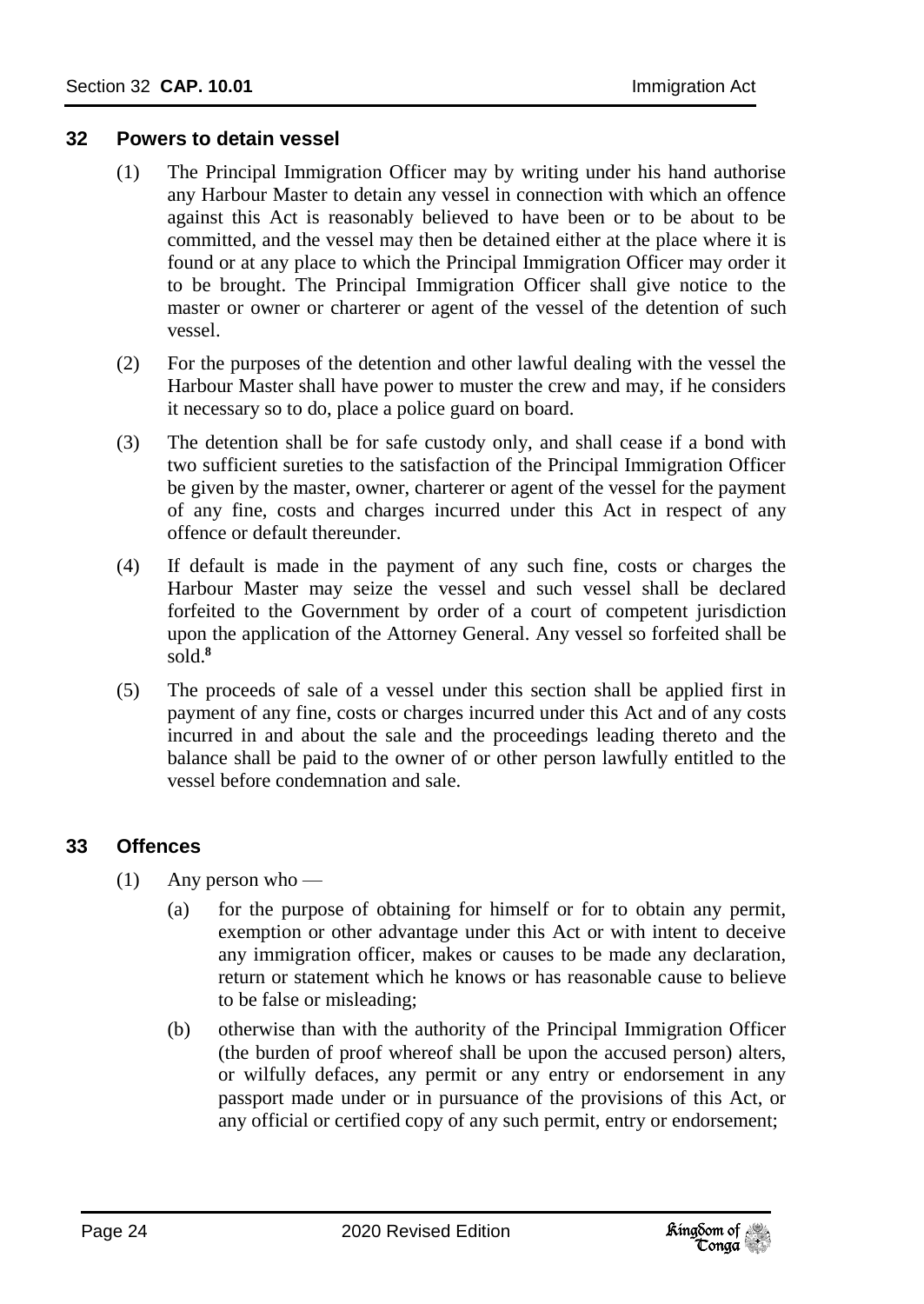## 32 Powers to detain vessel

(1) The Principal Immigration Officer may by writing under his hand authorise any Harbour Master to detain any vessel in connection with which an offence against this Act is reasonably believed to have been or to be about to be committed, and the vessel may then be detained either at the place where it is found or at any place to which the Principal Immigration Officer may order it to be brought. The Principal Immigration Officer shall give notice to the master or owner or charterer or agent of the vessel of the detention of such vessel.

(2) For the purposes of the detention and other lawful dealing with the vessel the Harbour Master shall have power to muster the crew and may, if he considers it necessary so to do, place a police guard on board.

(3) The detention shall be for safe custody only, and shall cease if a bond with two sufficient sureties to the satisfaction of the Principal Immigration Officer be given by the master, owner, charterer or agent of the vessel for the payment of any fine, costs and charges incurred under this Act in respect of any offence or default thereunder.

(4) If default is made in the payment of any such fine, costs or charges the Harbour Master may seize the vessel and such vessel shall be declared forfeited to the Government by order of a court of competent jurisdiction upon the application of the Attorney General. Any vessel so forfeited shall be sold.[8]

(5) The proceeds of sale of a vessel under this section shall be applied first in payment of any fine, costs or charges incurred under this Act and of any costs incurred in and about the sale and the proceedings leading thereto and the balance shall be paid to the owner of or other person lawfully entitled to the vessel before condemnation and sale.

## 33 Offences

(1) Any person who —

(a) for the purpose of obtaining for himself or for to obtain any permit, exemption or other advantage under this Act or with intent to deceive any immigration officer, makes or causes to be made any declaration, return or statement which he knows or has reasonable cause to believe to be false or misleading;

(b) otherwise than with the authority of the Principal Immigration Officer (the burden of proof whereof shall be upon the accused person) alters, or wilfully defaces, any permit or any entry or endorsement in any passport made under or in pursuance of the provisions of this Act, or any official or certified copy of any such permit, entry or endorsement;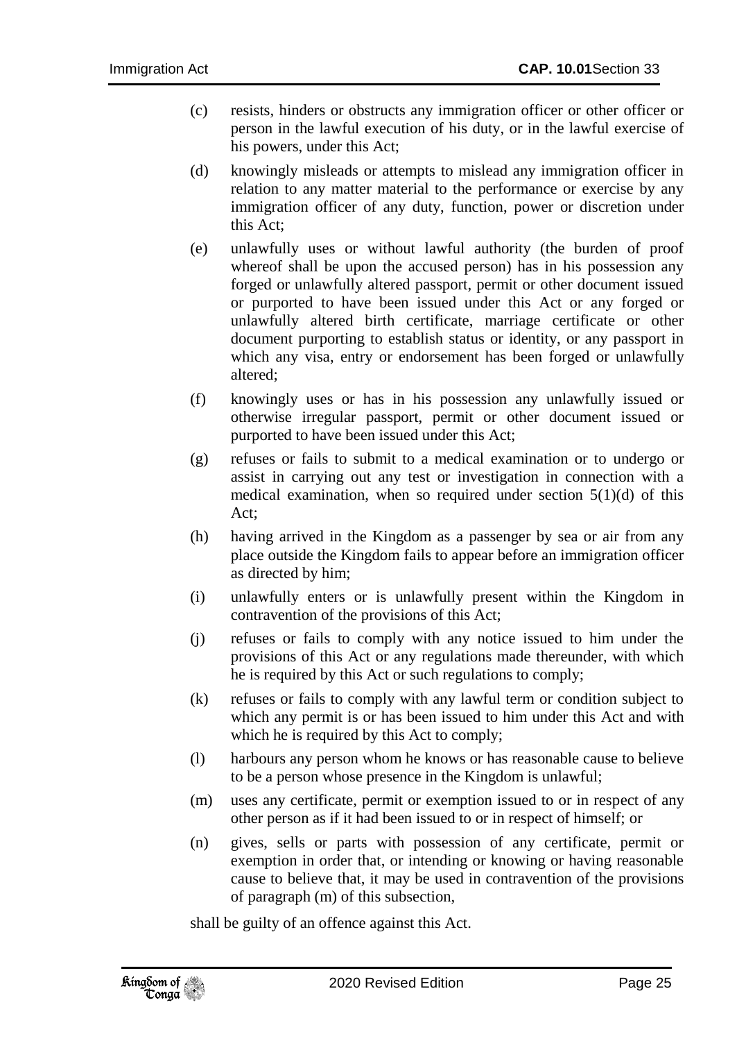(c) resists, hinders or obstructs any immigration officer or other officer or person in the lawful execution of his duty, or in the lawful exercise of his powers, under this Act;

(d) knowingly misleads or attempts to mislead any immigration officer in relation to any matter material to the performance or exercise by any immigration officer of any duty, function, power or discretion under this Act;

(e) unlawfully uses or without lawful authority (the burden of proof whereof shall be upon the accused person) has in his possession any forged or unlawfully altered passport, permit or other document issued or purported to have been issued under this Act or any forged or unlawfully altered birth certificate, marriage certificate or other document purporting to establish status or identity, or any passport in which any visa, entry or endorsement has been forged or unlawfully altered;

(f) knowingly uses or has in his possession any unlawfully issued or otherwise irregular passport, permit or other document issued or purported to have been issued under this Act;

(g) refuses or fails to submit to a medical examination or to undergo or assist in carrying out any test or investigation in connection with a medical examination, when so required under section 5(1)(d) of this Act;

(h) having arrived in the Kingdom as a passenger by sea or air from any place outside the Kingdom fails to appear before an immigration officer as directed by him;

(i) unlawfully enters or is unlawfully present within the Kingdom in contravention of the provisions of this Act;

(j) refuses or fails to comply with any notice issued to him under the provisions of this Act or any regulations made thereunder, with which he is required by this Act or such regulations to comply;

(k) refuses or fails to comply with any lawful term or condition subject to which any permit is or has been issued to him under this Act and with which he is required by this Act to comply;

(l) harbours any person whom he knows or has reasonable cause to believe to be a person whose presence in the Kingdom is unlawful;

(m) uses any certificate, permit or exemption issued to or in respect of any other person as if it had been issued to or in respect of himself; or

(n) gives, sells or parts with possession of any certificate, permit or exemption in order that, or intending or knowing or having reasonable cause to believe that, it may be used in contravention of the provisions of paragraph (m) of this subsection,

shall be guilty of an offence against this Act.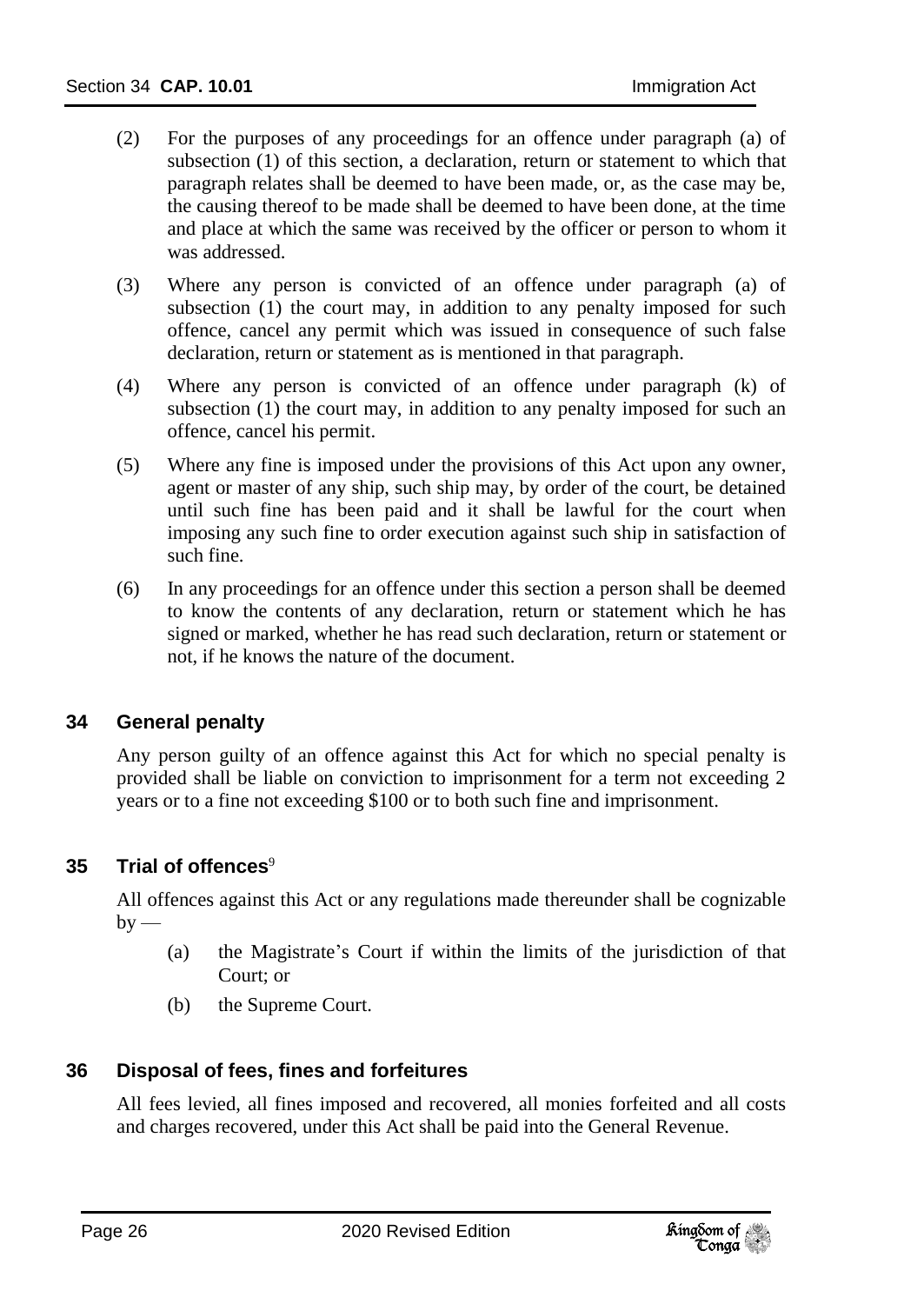(2) For the purposes of any proceedings for an offence under paragraph (a) of subsection (1) of this section, a declaration, return or statement to which that paragraph relates shall be deemed to have been made, or, as the case may be, the causing thereof to be made shall be deemed to have been done, at the time and place at which the same was received by the officer or person to whom it was addressed.

(3) Where any person is convicted of an offence under paragraph (a) of subsection (1) the court may, in addition to any penalty imposed for such offence, cancel any permit which was issued in consequence of such false declaration, return or statement as is mentioned in that paragraph.

(4) Where any person is convicted of an offence under paragraph (k) of subsection (1) the court may, in addition to any penalty imposed for such an offence, cancel his permit.

(5) Where any fine is imposed under the provisions of this Act upon any owner, agent or master of any ship, such ship may, by order of the court, be detained until such fine has been paid and it shall be lawful for the court when imposing any such fine to order execution against such ship in satisfaction of such fine.

(6) In any proceedings for an offence under this section a person shall be deemed to know the contents of any declaration, return or statement which he has signed or marked, whether he has read such declaration, return or statement or not, if he knows the nature of the document.

## 34 General penalty

Any person guilty of an offence against this Act for which no special penalty is provided shall be liable on conviction to imprisonment for a term not exceeding 2 years or to a fine not exceeding \$100 or to both such fine and imprisonment.

## 35 Trial of offences[9]

All offences against this Act or any regulations made thereunder shall be cognizable by —

(a) the Magistrate's Court if within the limits of the jurisdiction of that Court; or

(b) the Supreme Court.

## 36 Disposal of fees, fines and forfeitures

All fees levied, all fines imposed and recovered, all monies forfeited and all costs and charges recovered, under this Act shall be paid into the General Revenue.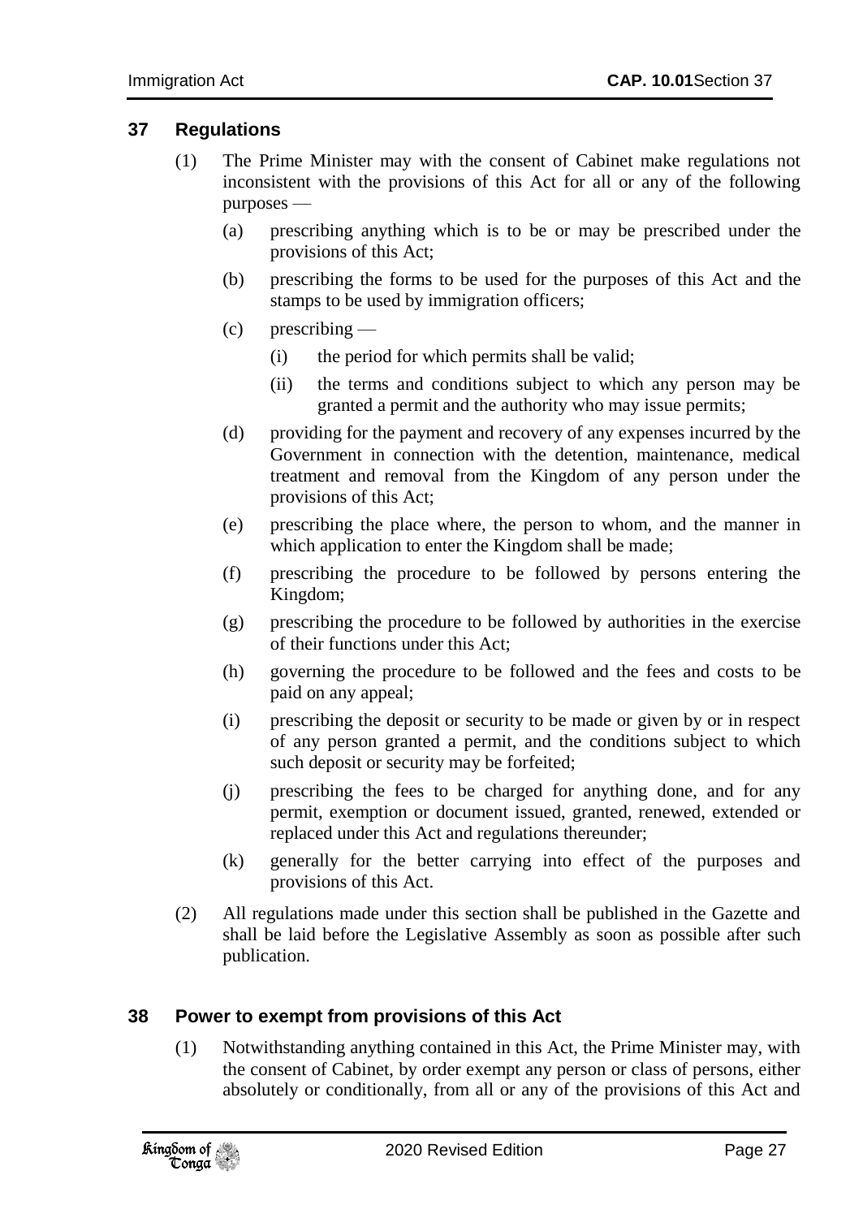## 37 Regulations

(1) The Prime Minister may with the consent of Cabinet make regulations not inconsistent with the provisions of this Act for all or any of the following purposes —

(a) prescribing anything which is to be or may be prescribed under the provisions of this Act;

(b) prescribing the forms to be used for the purposes of this Act and the stamps to be used by immigration officers;

(c) prescribing —

(i) the period for which permits shall be valid;

(ii) the terms and conditions subject to which any person may be granted a permit and the authority who may issue permits;

(d) providing for the payment and recovery of any expenses incurred by the Government in connection with the detention, maintenance, medical treatment and removal from the Kingdom of any person under the provisions of this Act;

(e) prescribing the place where, the person to whom, and the manner in which application to enter the Kingdom shall be made;

(f) prescribing the procedure to be followed by persons entering the Kingdom;

(g) prescribing the procedure to be followed by authorities in the exercise of their functions under this Act;

(h) governing the procedure to be followed and the fees and costs to be paid on any appeal;

(i) prescribing the deposit or security to be made or given by or in respect of any person granted a permit, and the conditions subject to which such deposit or security may be forfeited;

(j) prescribing the fees to be charged for anything done, and for any permit, exemption or document issued, granted, renewed, extended or replaced under this Act and regulations thereunder;

(k) generally for the better carrying into effect of the purposes and provisions of this Act.

(2) All regulations made under this section shall be published in the Gazette and shall be laid before the Legislative Assembly as soon as possible after such publication.

## 38 Power to exempt from provisions of this Act

(1) Notwithstanding anything contained in this Act, the Prime Minister may, with the consent of Cabinet, by order exempt any person or class of persons, either absolutely or conditionally, from all or any of the provisions of this Act and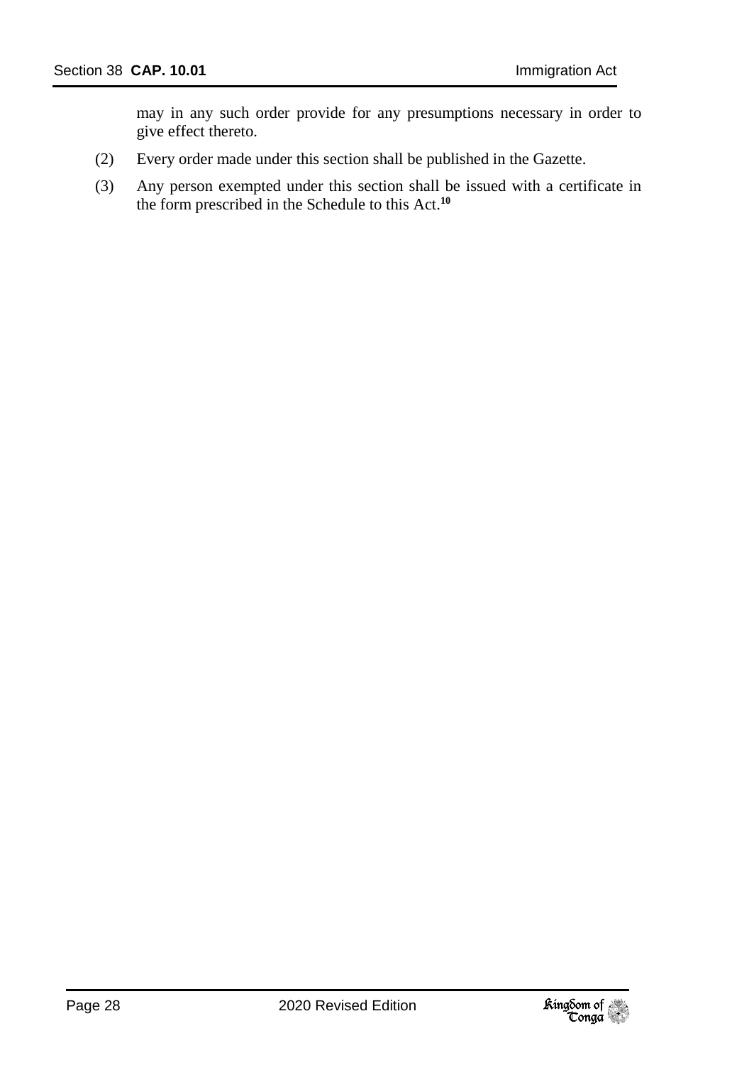may in any such order provide for any presumptions necessary in order to give effect thereto.

(2) Every order made under this section shall be published in the Gazette.

(3) Any person exempted under this section shall be issued with a certificate in the form prescribed in the Schedule to this Act.[10]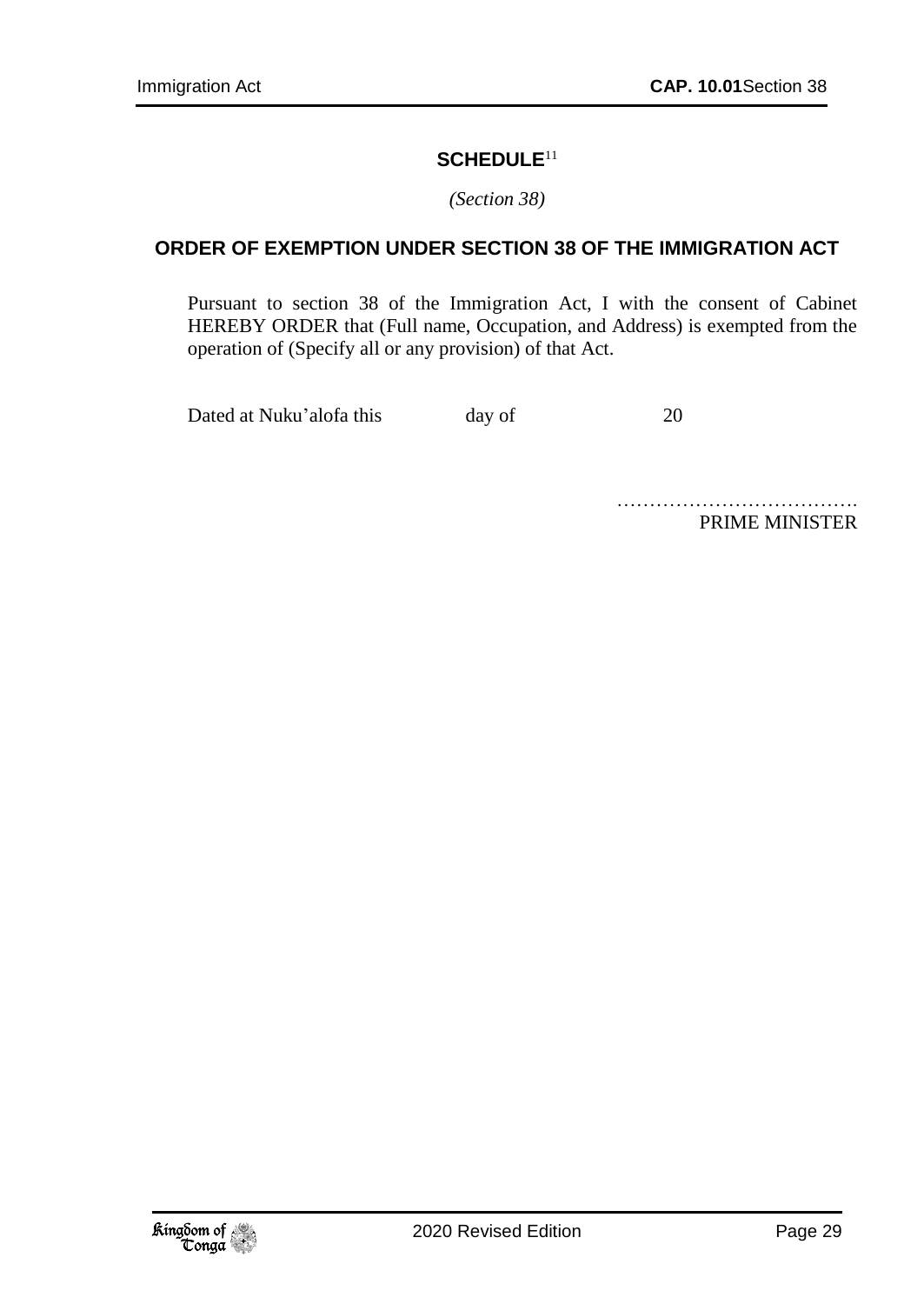## SCHEDULE[11]

*(Section 38)*

### ORDER OF EXEMPTION UNDER SECTION 38 OF THE IMMIGRATION ACT

Pursuant to section 38 of the Immigration Act, I with the consent of Cabinet HEREBY ORDER that (Full name, Occupation, and Address) is exempted from the operation of (Specify all or any provision) of that Act.

Dated at Nuku'alofa this day of 20

……………………………….
PRIME MINISTER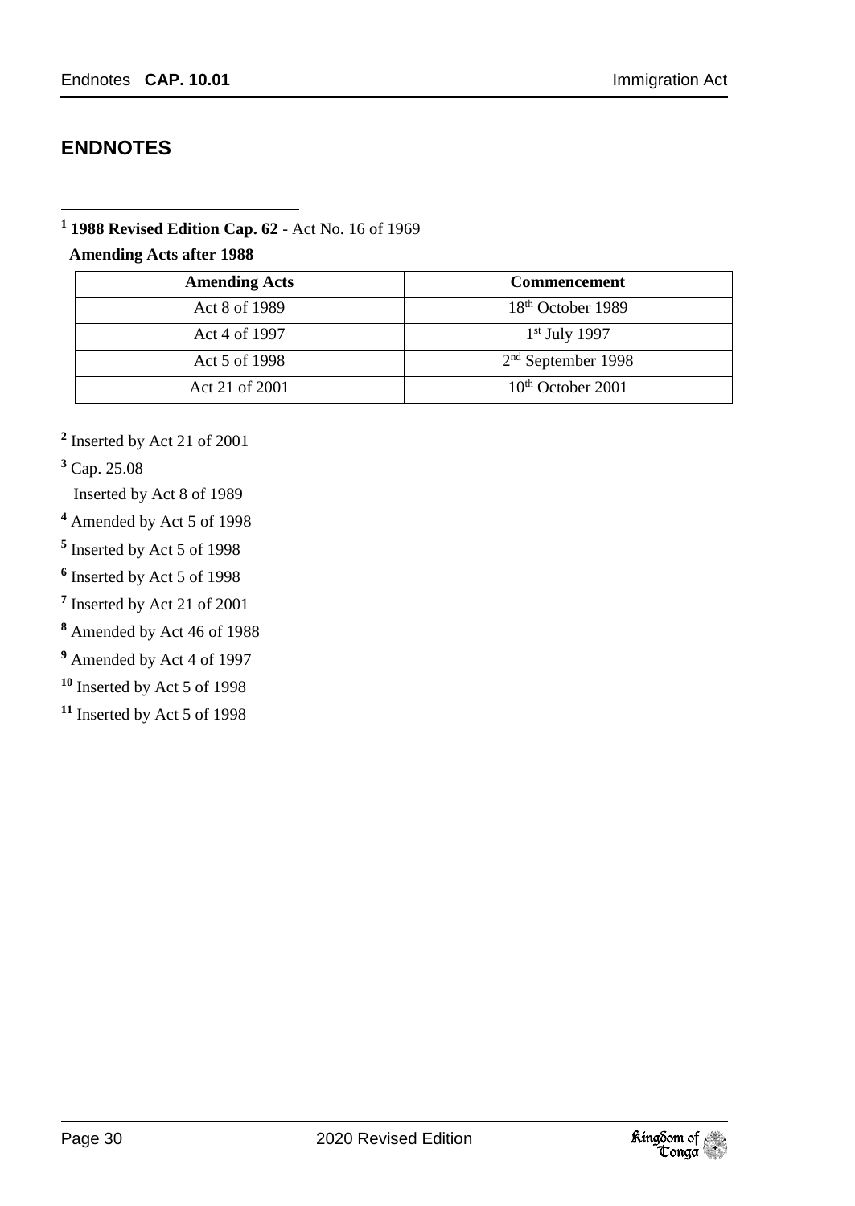## ENDNOTES

[1] **1988 Revised Edition Cap. 62** - Act No. 16 of 1969

**Amending Acts after 1988**

| Amending Acts | Commencement |
|---|---|
| Act 8 of 1989 | 18th October 1989 |
| Act 4 of 1997 | 1st July 1997 |
| Act 5 of 1998 | 2nd September 1998 |
| Act 21 of 2001 | 10th October 2001 |

[2] Inserted by Act 21 of 2001

[3] Cap. 25.08

Inserted by Act 8 of 1989

[4] Amended by Act 5 of 1998

[5] Inserted by Act 5 of 1998

[6] Inserted by Act 5 of 1998

[7] Inserted by Act 21 of 2001

[8] Amended by Act 46 of 1988

[9] Amended by Act 4 of 1997

[10] Inserted by Act 5 of 1998

[11] Inserted by Act 5 of 1998